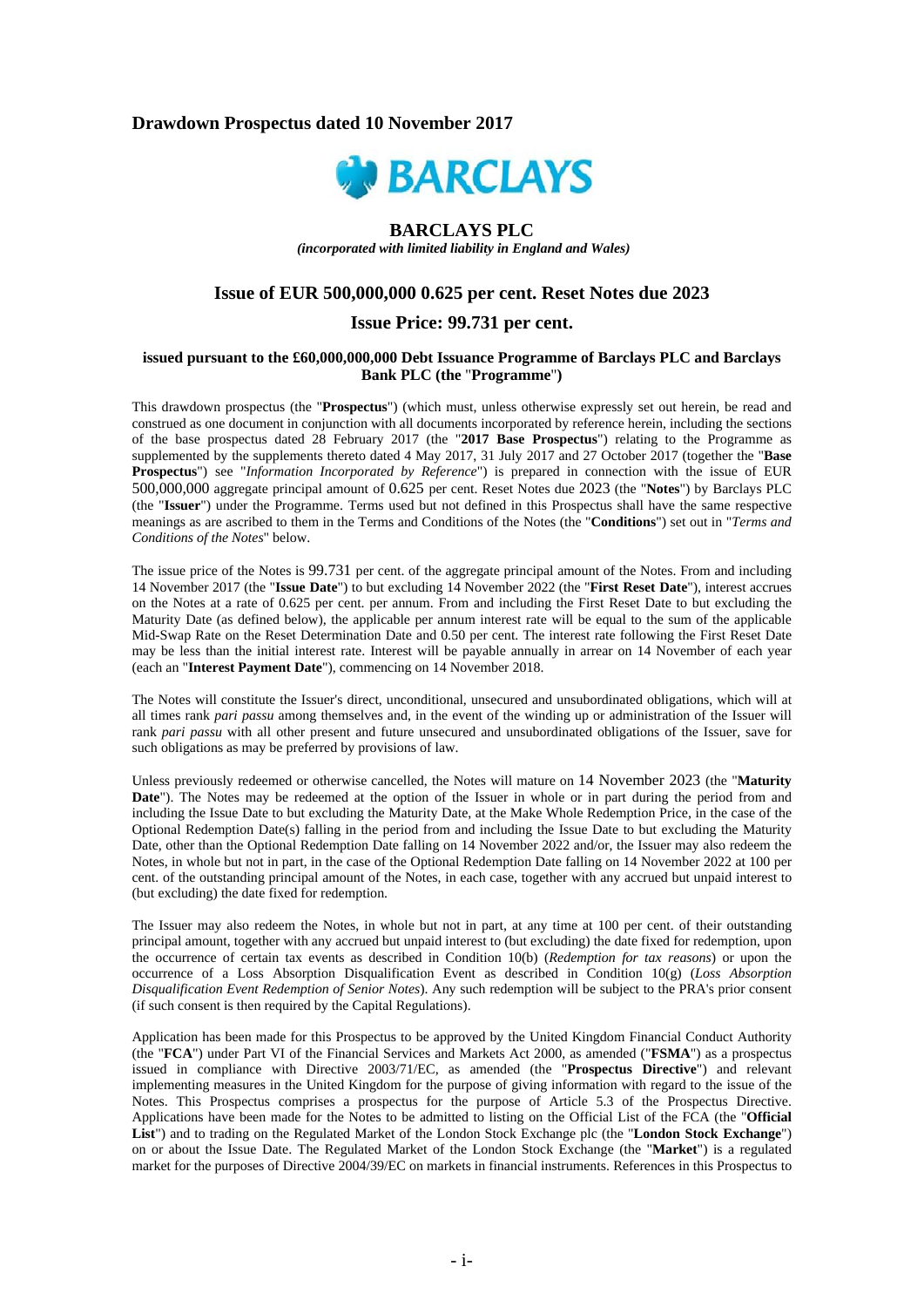**Drawdown Prospectus dated 10 November 2017**

BARCLAYS

# BARCLAYS PLC

*(incorporated with limited liability in England and Wales)*

## Issue of EUR 500,000,000 0.625 per cent. Reset Notes due 2023

## Issue Price: 99.731 per cent.

**issued pursuant to the £60,000,000,000 Debt Issuance Programme of Barclays PLC and Barclays Bank PLC (the "Programme")**

This drawdown prospectus (the "**Prospectus**") (which must, unless otherwise expressly set out herein, be read and construed as one document in conjunction with all documents incorporated by reference herein, including the sections of the base prospectus dated 28 February 2017 (the "**2017 Base Prospectus**") relating to the Programme as supplemented by the supplements thereto dated 4 May 2017, 31 July 2017 and 27 October 2017 (together the "**Base Prospectus**") see "*Information Incorporated by Reference*") is prepared in connection with the issue of EUR 500,000,000 aggregate principal amount of 0.625 per cent. Reset Notes due 2023 (the "**Notes**") by Barclays PLC (the "**Issuer**") under the Programme. Terms used but not defined in this Prospectus shall have the same respective meanings as are ascribed to them in the Terms and Conditions of the Notes (the "**Conditions**") set out in "*Terms and Conditions of the Notes*" below.

The issue price of the Notes is 99.731 per cent. of the aggregate principal amount of the Notes. From and including 14 November 2017 (the "**Issue Date**") to but excluding 14 November 2022 (the "**First Reset Date**"), interest accrues on the Notes at a rate of 0.625 per cent. per annum. From and including the First Reset Date to but excluding the Maturity Date (as defined below), the applicable per annum interest rate will be equal to the sum of the applicable Mid-Swap Rate on the Reset Determination Date and 0.50 per cent. The interest rate following the First Reset Date may be less than the initial interest rate. Interest will be payable annually in arrear on 14 November of each year (each an "**Interest Payment Date**"), commencing on 14 November 2018.

The Notes will constitute the Issuer's direct, unconditional, unsecured and unsubordinated obligations, which will at all times rank *pari passu* among themselves and, in the event of the winding up or administration of the Issuer will rank *pari passu* with all other present and future unsecured and unsubordinated obligations of the Issuer, save for such obligations as may be preferred by provisions of law.

Unless previously redeemed or otherwise cancelled, the Notes will mature on 14 November 2023 (the "**Maturity Date**"). The Notes may be redeemed at the option of the Issuer in whole or in part during the period from and including the Issue Date to but excluding the Maturity Date, at the Make Whole Redemption Price, in the case of the Optional Redemption Date(s) falling in the period from and including the Issue Date to but excluding the Maturity Date, other than the Optional Redemption Date falling on 14 November 2022 and/or, the Issuer may also redeem the Notes, in whole but not in part, in the case of the Optional Redemption Date falling on 14 November 2022 at 100 per cent. of the outstanding principal amount of the Notes, in each case, together with any accrued but unpaid interest to (but excluding) the date fixed for redemption.

The Issuer may also redeem the Notes, in whole but not in part, at any time at 100 per cent. of their outstanding principal amount, together with any accrued but unpaid interest to (but excluding) the date fixed for redemption, upon the occurrence of certain tax events as described in Condition 10(b) (*Redemption for tax reasons*) or upon the occurrence of a Loss Absorption Disqualification Event as described in Condition 10(g) (*Loss Absorption Disqualification Event Redemption of Senior Notes*). Any such redemption will be subject to the PRA's prior consent (if such consent is then required by the Capital Regulations).

Application has been made for this Prospectus to be approved by the United Kingdom Financial Conduct Authority (the "**FCA**") under Part VI of the Financial Services and Markets Act 2000, as amended ("**FSMA**") as a prospectus issued in compliance with Directive 2003/71/EC, as amended (the "**Prospectus Directive**") and relevant implementing measures in the United Kingdom for the purpose of giving information with regard to the issue of the Notes. This Prospectus comprises a prospectus for the purpose of Article 5.3 of the Prospectus Directive. Applications have been made for the Notes to be admitted to listing on the Official List of the FCA (the "**Official List**") and to trading on the Regulated Market of the London Stock Exchange plc (the "**London Stock Exchange**") on or about the Issue Date. The Regulated Market of the London Stock Exchange (the "**Market**") is a regulated market for the purposes of Directive 2004/39/EC on markets in financial instruments. References in this Prospectus to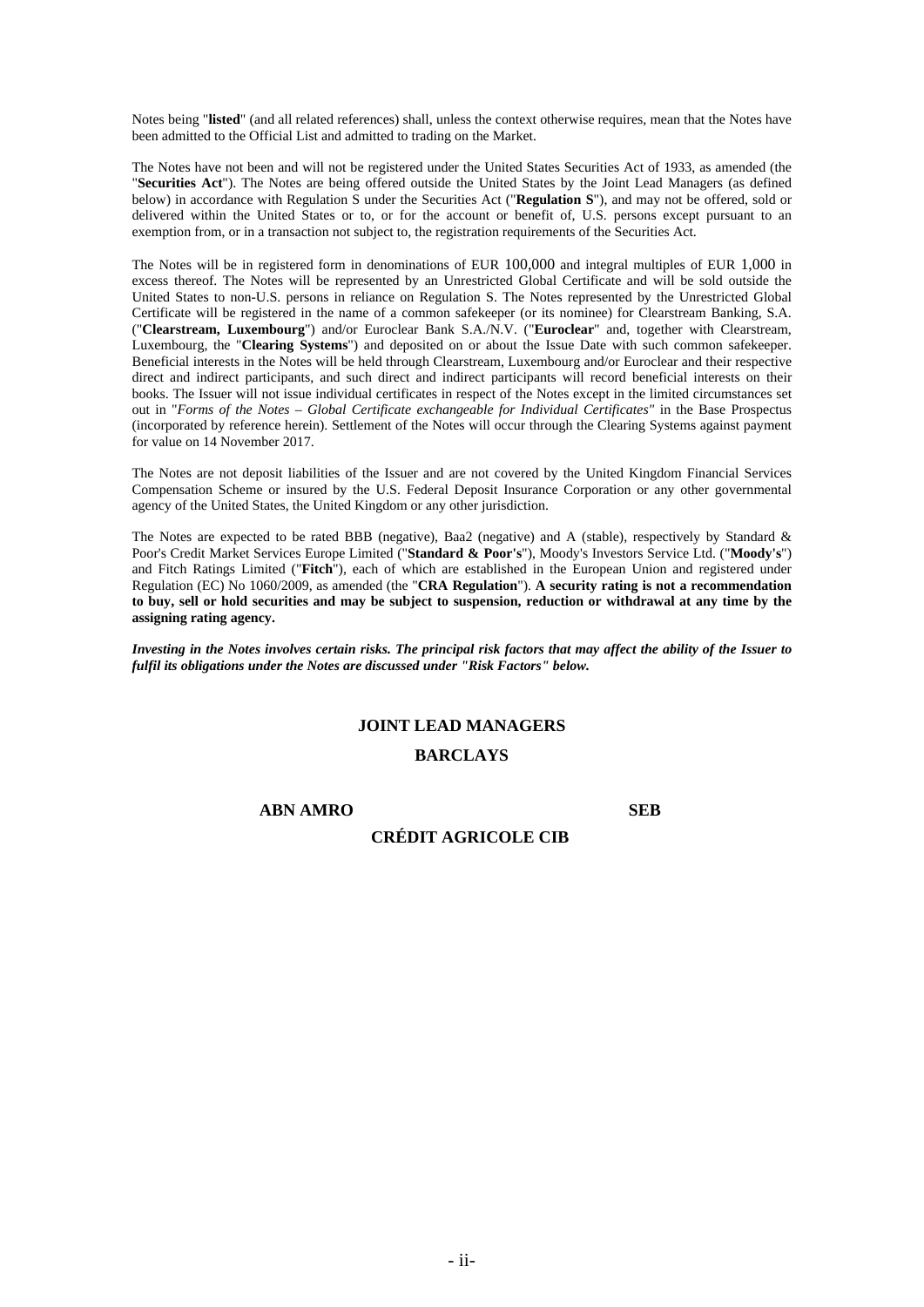Notes being "**listed**" (and all related references) shall, unless the context otherwise requires, mean that the Notes have been admitted to the Official List and admitted to trading on the Market.

The Notes have not been and will not be registered under the United States Securities Act of 1933, as amended (the "**Securities Act**"). The Notes are being offered outside the United States by the Joint Lead Managers (as defined below) in accordance with Regulation S under the Securities Act ("**Regulation S**"), and may not be offered, sold or delivered within the United States or to, or for the account or benefit of, U.S. persons except pursuant to an exemption from, or in a transaction not subject to, the registration requirements of the Securities Act.

The Notes will be in registered form in denominations of EUR 100,000 and integral multiples of EUR 1,000 in excess thereof. The Notes will be represented by an Unrestricted Global Certificate and will be sold outside the United States to non-U.S. persons in reliance on Regulation S. The Notes represented by the Unrestricted Global Certificate will be registered in the name of a common safekeeper (or its nominee) for Clearstream Banking, S.A. ("**Clearstream, Luxembourg**") and/or Euroclear Bank S.A./N.V. ("**Euroclear**" and, together with Clearstream, Luxembourg, the "**Clearing Systems**") and deposited on or about the Issue Date with such common safekeeper. Beneficial interests in the Notes will be held through Clearstream, Luxembourg and/or Euroclear and their respective direct and indirect participants, and such direct and indirect participants will record beneficial interests on their books. The Issuer will not issue individual certificates in respect of the Notes except in the limited circumstances set out in "*Forms of the Notes – Global Certificate exchangeable for Individual Certificates"* in the Base Prospectus (incorporated by reference herein). Settlement of the Notes will occur through the Clearing Systems against payment for value on 14 November 2017.

The Notes are not deposit liabilities of the Issuer and are not covered by the United Kingdom Financial Services Compensation Scheme or insured by the U.S. Federal Deposit Insurance Corporation or any other governmental agency of the United States, the United Kingdom or any other jurisdiction.

The Notes are expected to be rated BBB (negative), Baa2 (negative) and A (stable), respectively by Standard & Poor's Credit Market Services Europe Limited ("**Standard & Poor's**"), Moody's Investors Service Ltd. ("**Moody's**") and Fitch Ratings Limited ("**Fitch**"), each of which are established in the European Union and registered under Regulation (EC) No 1060/2009, as amended (the "**CRA Regulation**"). **A security rating is not a recommendation to buy, sell or hold securities and may be subject to suspension, reduction or withdrawal at any time by the assigning rating agency.**

***Investing in the Notes involves certain risks. The principal risk factors that may affect the ability of the Issuer to fulfil its obligations under the Notes are discussed under "Risk Factors" below.***

**JOINT LEAD MANAGERS**

**BARCLAYS**

**ABN AMRO** **SEB**

**CRÉDIT AGRICOLE CIB**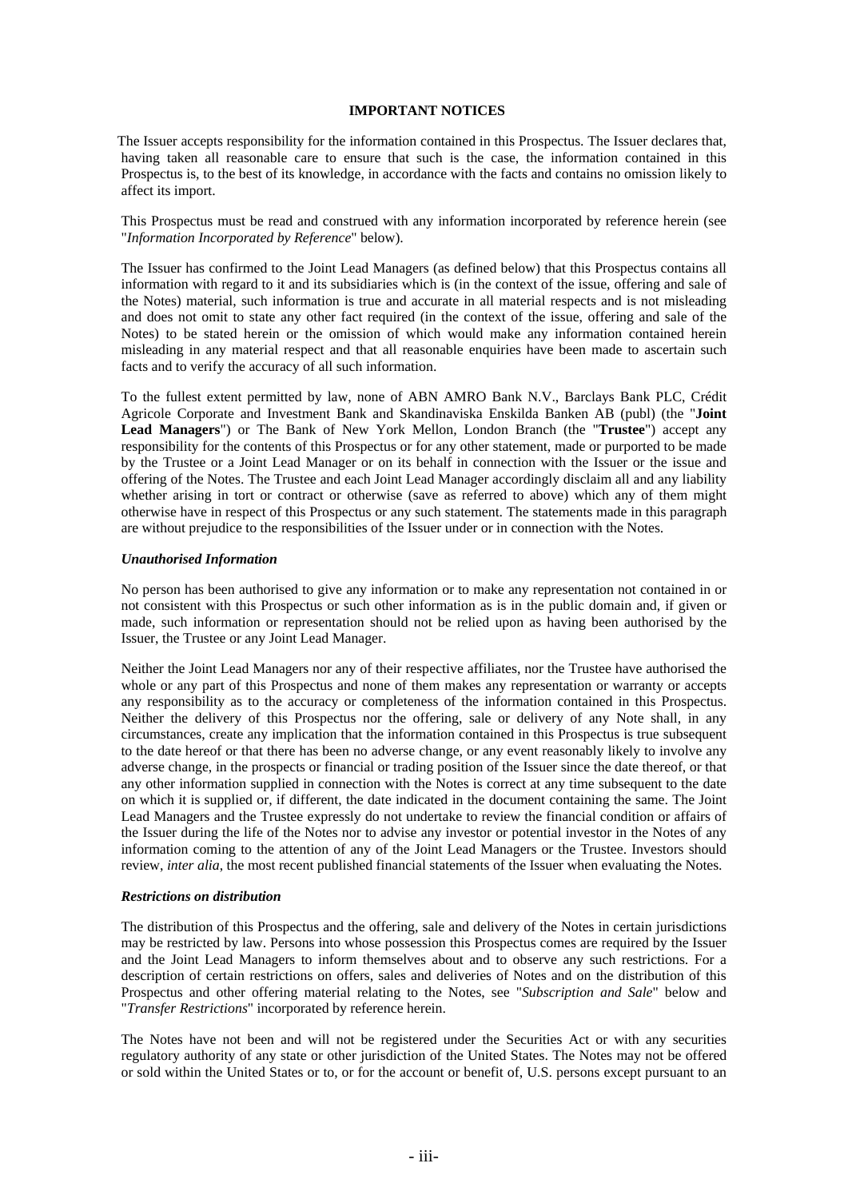**IMPORTANT NOTICES**

The Issuer accepts responsibility for the information contained in this Prospectus. The Issuer declares that, having taken all reasonable care to ensure that such is the case, the information contained in this Prospectus is, to the best of its knowledge, in accordance with the facts and contains no omission likely to affect its import.

This Prospectus must be read and construed with any information incorporated by reference herein (see "*Information Incorporated by Reference*" below).

The Issuer has confirmed to the Joint Lead Managers (as defined below) that this Prospectus contains all information with regard to it and its subsidiaries which is (in the context of the issue, offering and sale of the Notes) material, such information is true and accurate in all material respects and is not misleading and does not omit to state any other fact required (in the context of the issue, offering and sale of the Notes) to be stated herein or the omission of which would make any information contained herein misleading in any material respect and that all reasonable enquiries have been made to ascertain such facts and to verify the accuracy of all such information.

To the fullest extent permitted by law, none of ABN AMRO Bank N.V., Barclays Bank PLC, Crédit Agricole Corporate and Investment Bank and Skandinaviska Enskilda Banken AB (publ) (the "**Joint Lead Managers**") or The Bank of New York Mellon, London Branch (the "**Trustee**") accept any responsibility for the contents of this Prospectus or for any other statement, made or purported to be made by the Trustee or a Joint Lead Manager or on its behalf in connection with the Issuer or the issue and offering of the Notes. The Trustee and each Joint Lead Manager accordingly disclaim all and any liability whether arising in tort or contract or otherwise (save as referred to above) which any of them might otherwise have in respect of this Prospectus or any such statement. The statements made in this paragraph are without prejudice to the responsibilities of the Issuer under or in connection with the Notes.

***Unauthorised Information***

No person has been authorised to give any information or to make any representation not contained in or not consistent with this Prospectus or such other information as is in the public domain and, if given or made, such information or representation should not be relied upon as having been authorised by the Issuer, the Trustee or any Joint Lead Manager.

Neither the Joint Lead Managers nor any of their respective affiliates, nor the Trustee have authorised the whole or any part of this Prospectus and none of them makes any representation or warranty or accepts any responsibility as to the accuracy or completeness of the information contained in this Prospectus. Neither the delivery of this Prospectus nor the offering, sale or delivery of any Note shall, in any circumstances, create any implication that the information contained in this Prospectus is true subsequent to the date hereof or that there has been no adverse change, or any event reasonably likely to involve any adverse change, in the prospects or financial or trading position of the Issuer since the date thereof, or that any other information supplied in connection with the Notes is correct at any time subsequent to the date on which it is supplied or, if different, the date indicated in the document containing the same. The Joint Lead Managers and the Trustee expressly do not undertake to review the financial condition or affairs of the Issuer during the life of the Notes nor to advise any investor or potential investor in the Notes of any information coming to the attention of any of the Joint Lead Managers or the Trustee. Investors should review, *inter alia*, the most recent published financial statements of the Issuer when evaluating the Notes.

***Restrictions on distribution***

The distribution of this Prospectus and the offering, sale and delivery of the Notes in certain jurisdictions may be restricted by law. Persons into whose possession this Prospectus comes are required by the Issuer and the Joint Lead Managers to inform themselves about and to observe any such restrictions. For a description of certain restrictions on offers, sales and deliveries of Notes and on the distribution of this Prospectus and other offering material relating to the Notes, see "*Subscription and Sale*" below and "*Transfer Restrictions*" incorporated by reference herein.

The Notes have not been and will not be registered under the Securities Act or with any securities regulatory authority of any state or other jurisdiction of the United States. The Notes may not be offered or sold within the United States or to, or for the account or benefit of, U.S. persons except pursuant to an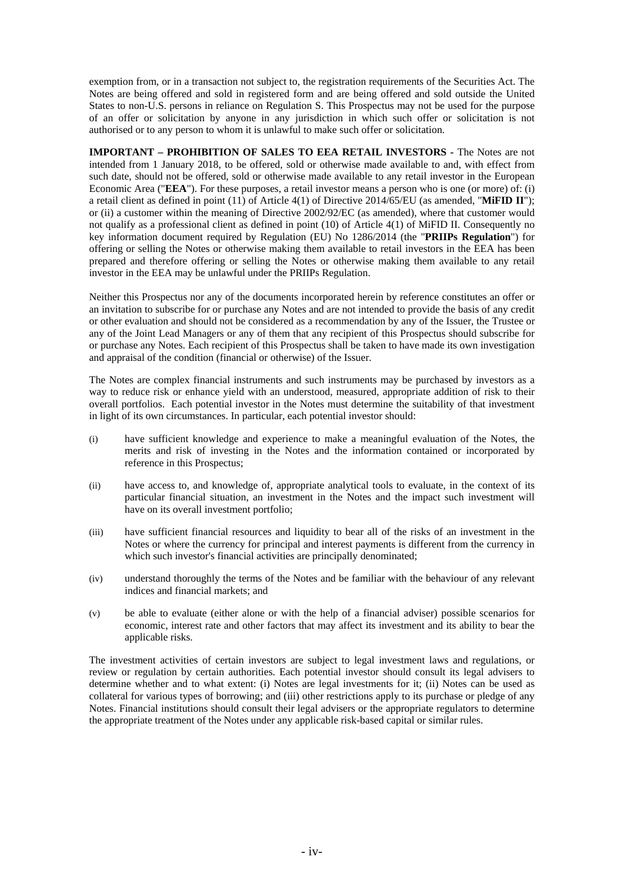exemption from, or in a transaction not subject to, the registration requirements of the Securities Act. The Notes are being offered and sold in registered form and are being offered and sold outside the United States to non-U.S. persons in reliance on Regulation S. This Prospectus may not be used for the purpose of an offer or solicitation by anyone in any jurisdiction in which such offer or solicitation is not authorised or to any person to whom it is unlawful to make such offer or solicitation.

**IMPORTANT – PROHIBITION OF SALES TO EEA RETAIL INVESTORS** - The Notes are not intended from 1 January 2018, to be offered, sold or otherwise made available to and, with effect from such date, should not be offered, sold or otherwise made available to any retail investor in the European Economic Area ("**EEA**"). For these purposes, a retail investor means a person who is one (or more) of: (i) a retail client as defined in point (11) of Article 4(1) of Directive 2014/65/EU (as amended, "**MiFID II**"); or (ii) a customer within the meaning of Directive 2002/92/EC (as amended), where that customer would not qualify as a professional client as defined in point (10) of Article 4(1) of MiFID II. Consequently no key information document required by Regulation (EU) No 1286/2014 (the "**PRIIPs Regulation**") for offering or selling the Notes or otherwise making them available to retail investors in the EEA has been prepared and therefore offering or selling the Notes or otherwise making them available to any retail investor in the EEA may be unlawful under the PRIIPs Regulation.

Neither this Prospectus nor any of the documents incorporated herein by reference constitutes an offer or an invitation to subscribe for or purchase any Notes and are not intended to provide the basis of any credit or other evaluation and should not be considered as a recommendation by any of the Issuer, the Trustee or any of the Joint Lead Managers or any of them that any recipient of this Prospectus should subscribe for or purchase any Notes. Each recipient of this Prospectus shall be taken to have made its own investigation and appraisal of the condition (financial or otherwise) of the Issuer.

The Notes are complex financial instruments and such instruments may be purchased by investors as a way to reduce risk or enhance yield with an understood, measured, appropriate addition of risk to their overall portfolios. Each potential investor in the Notes must determine the suitability of that investment in light of its own circumstances. In particular, each potential investor should:

(i) have sufficient knowledge and experience to make a meaningful evaluation of the Notes, the merits and risk of investing in the Notes and the information contained or incorporated by reference in this Prospectus;

(ii) have access to, and knowledge of, appropriate analytical tools to evaluate, in the context of its particular financial situation, an investment in the Notes and the impact such investment will have on its overall investment portfolio;

(iii) have sufficient financial resources and liquidity to bear all of the risks of an investment in the Notes or where the currency for principal and interest payments is different from the currency in which such investor's financial activities are principally denominated;

(iv) understand thoroughly the terms of the Notes and be familiar with the behaviour of any relevant indices and financial markets; and

(v) be able to evaluate (either alone or with the help of a financial adviser) possible scenarios for economic, interest rate and other factors that may affect its investment and its ability to bear the applicable risks.

The investment activities of certain investors are subject to legal investment laws and regulations, or review or regulation by certain authorities. Each potential investor should consult its legal advisers to determine whether and to what extent: (i) Notes are legal investments for it; (ii) Notes can be used as collateral for various types of borrowing; and (iii) other restrictions apply to its purchase or pledge of any Notes. Financial institutions should consult their legal advisers or the appropriate regulators to determine the appropriate treatment of the Notes under any applicable risk-based capital or similar rules.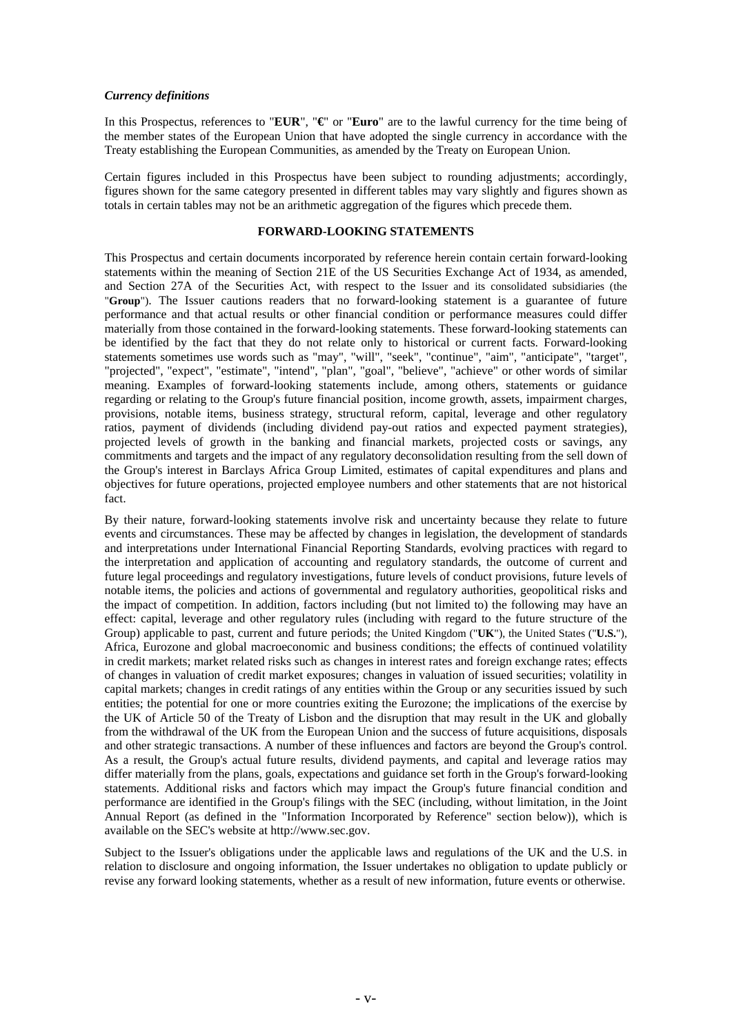*Currency definitions*

In this Prospectus, references to "**EUR**", "**€**" or "**Euro**" are to the lawful currency for the time being of the member states of the European Union that have adopted the single currency in accordance with the Treaty establishing the European Communities, as amended by the Treaty on European Union.

Certain figures included in this Prospectus have been subject to rounding adjustments; accordingly, figures shown for the same category presented in different tables may vary slightly and figures shown as totals in certain tables may not be an arithmetic aggregation of the figures which precede them.

## FORWARD-LOOKING STATEMENTS

This Prospectus and certain documents incorporated by reference herein contain certain forward-looking statements within the meaning of Section 21E of the US Securities Exchange Act of 1934, as amended, and Section 27A of the Securities Act, with respect to the Issuer and its consolidated subsidiaries (the "**Group**"). The Issuer cautions readers that no forward-looking statement is a guarantee of future performance and that actual results or other financial condition or performance measures could differ materially from those contained in the forward-looking statements. These forward-looking statements can be identified by the fact that they do not relate only to historical or current facts. Forward-looking statements sometimes use words such as "may", "will", "seek", "continue", "aim", "anticipate", "target", "projected", "expect", "estimate", "intend", "plan", "goal", "believe", "achieve" or other words of similar meaning. Examples of forward-looking statements include, among others, statements or guidance regarding or relating to the Group's future financial position, income growth, assets, impairment charges, provisions, notable items, business strategy, structural reform, capital, leverage and other regulatory ratios, payment of dividends (including dividend pay-out ratios and expected payment strategies), projected levels of growth in the banking and financial markets, projected costs or savings, any commitments and targets and the impact of any regulatory deconsolidation resulting from the sell down of the Group's interest in Barclays Africa Group Limited, estimates of capital expenditures and plans and objectives for future operations, projected employee numbers and other statements that are not historical fact.

By their nature, forward-looking statements involve risk and uncertainty because they relate to future events and circumstances. These may be affected by changes in legislation, the development of standards and interpretations under International Financial Reporting Standards, evolving practices with regard to the interpretation and application of accounting and regulatory standards, the outcome of current and future legal proceedings and regulatory investigations, future levels of conduct provisions, future levels of notable items, the policies and actions of governmental and regulatory authorities, geopolitical risks and the impact of competition. In addition, factors including (but not limited to) the following may have an effect: capital, leverage and other regulatory rules (including with regard to the future structure of the Group) applicable to past, current and future periods; the United Kingdom ("**UK**"), the United States ("**U.S.**"), Africa, Eurozone and global macroeconomic and business conditions; the effects of continued volatility in credit markets; market related risks such as changes in interest rates and foreign exchange rates; effects of changes in valuation of credit market exposures; changes in valuation of issued securities; volatility in capital markets; changes in credit ratings of any entities within the Group or any securities issued by such entities; the potential for one or more countries exiting the Eurozone; the implications of the exercise by the UK of Article 50 of the Treaty of Lisbon and the disruption that may result in the UK and globally from the withdrawal of the UK from the European Union and the success of future acquisitions, disposals and other strategic transactions. A number of these influences and factors are beyond the Group's control. As a result, the Group's actual future results, dividend payments, and capital and leverage ratios may differ materially from the plans, goals, expectations and guidance set forth in the Group's forward-looking statements. Additional risks and factors which may impact the Group's future financial condition and performance are identified in the Group's filings with the SEC (including, without limitation, in the Joint Annual Report (as defined in the "Information Incorporated by Reference" section below)), which is available on the SEC's website at http://www.sec.gov.

Subject to the Issuer's obligations under the applicable laws and regulations of the UK and the U.S. in relation to disclosure and ongoing information, the Issuer undertakes no obligation to update publicly or revise any forward looking statements, whether as a result of new information, future events or otherwise.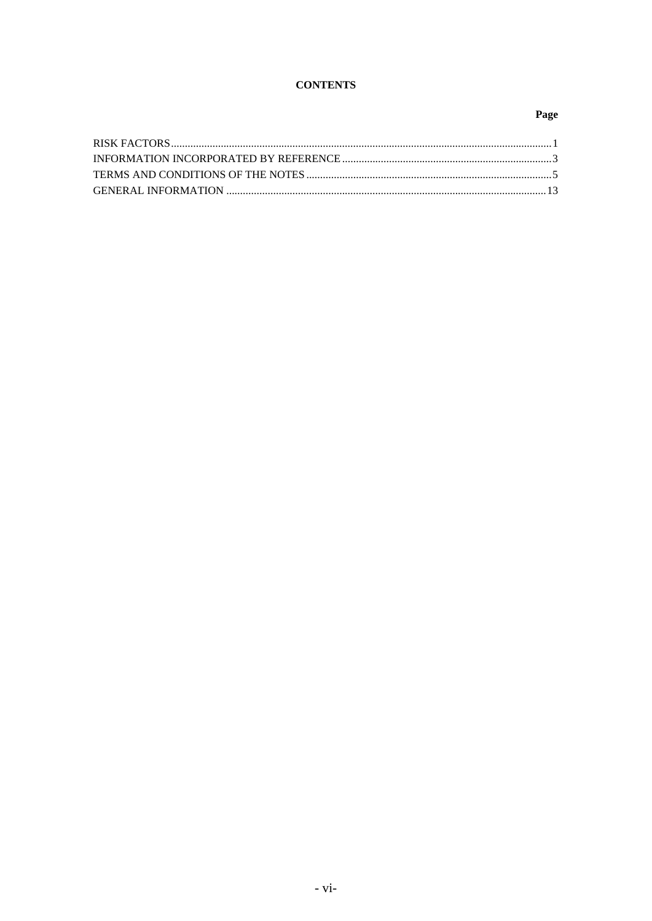# CONTENTS

| | Page |
|---|---|
| RISK FACTORS | 1 |
| INFORMATION INCORPORATED BY REFERENCE | 3 |
| TERMS AND CONDITIONS OF THE NOTES | 5 |
| GENERAL INFORMATION | 13 |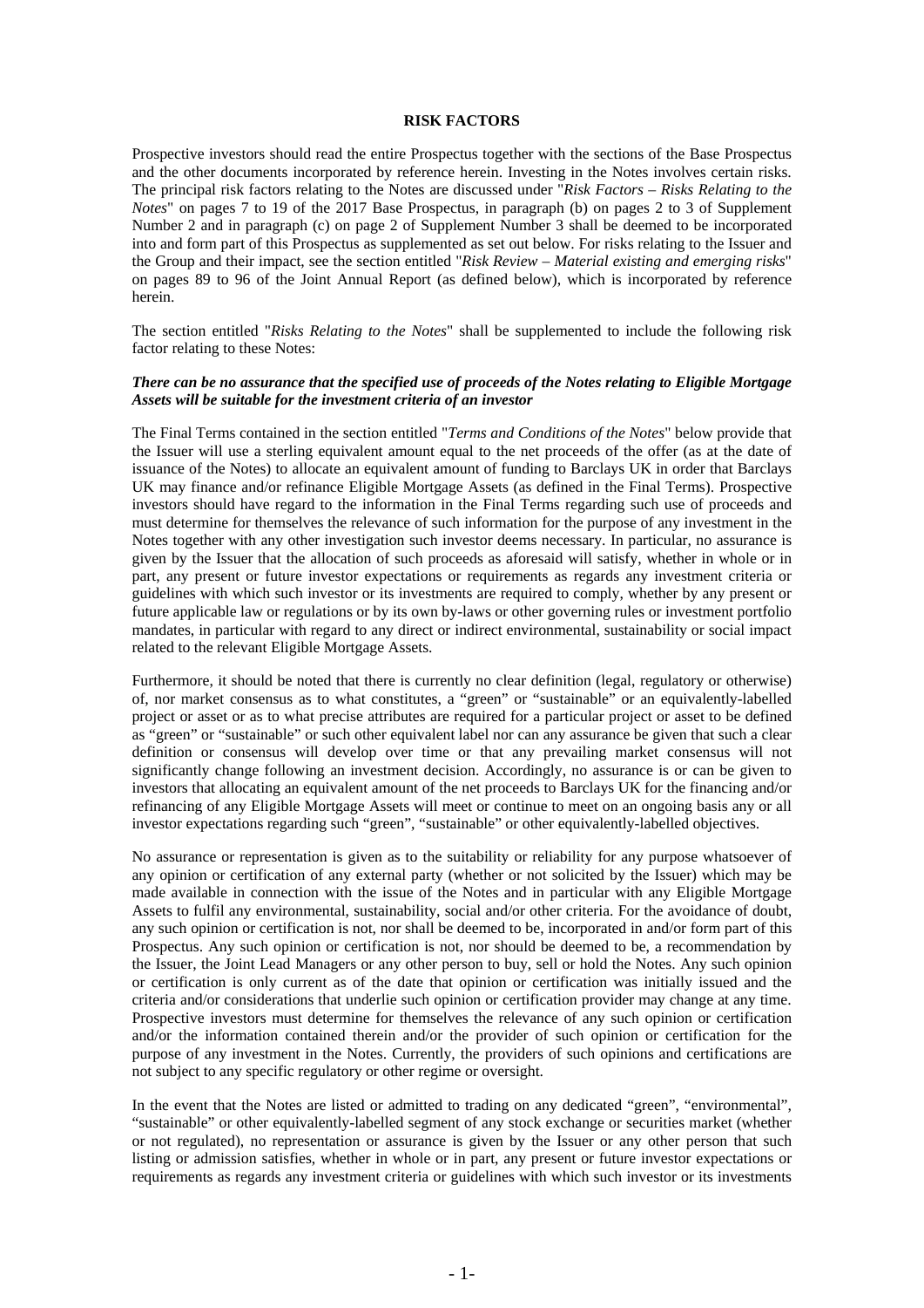## RISK FACTORS

Prospective investors should read the entire Prospectus together with the sections of the Base Prospectus and the other documents incorporated by reference herein. Investing in the Notes involves certain risks. The principal risk factors relating to the Notes are discussed under "*Risk Factors – Risks Relating to the Notes*" on pages 7 to 19 of the 2017 Base Prospectus, in paragraph (b) on pages 2 to 3 of Supplement Number 2 and in paragraph (c) on page 2 of Supplement Number 3 shall be deemed to be incorporated into and form part of this Prospectus as supplemented as set out below. For risks relating to the Issuer and the Group and their impact, see the section entitled "*Risk Review – Material existing and emerging risks*" on pages 89 to 96 of the Joint Annual Report (as defined below), which is incorporated by reference herein.

The section entitled "*Risks Relating to the Notes*" shall be supplemented to include the following risk factor relating to these Notes:

***There can be no assurance that the specified use of proceeds of the Notes relating to Eligible Mortgage Assets will be suitable for the investment criteria of an investor***

The Final Terms contained in the section entitled "*Terms and Conditions of the Notes*" below provide that the Issuer will use a sterling equivalent amount equal to the net proceeds of the offer (as at the date of issuance of the Notes) to allocate an equivalent amount of funding to Barclays UK in order that Barclays UK may finance and/or refinance Eligible Mortgage Assets (as defined in the Final Terms). Prospective investors should have regard to the information in the Final Terms regarding such use of proceeds and must determine for themselves the relevance of such information for the purpose of any investment in the Notes together with any other investigation such investor deems necessary. In particular, no assurance is given by the Issuer that the allocation of such proceeds as aforesaid will satisfy, whether in whole or in part, any present or future investor expectations or requirements as regards any investment criteria or guidelines with which such investor or its investments are required to comply, whether by any present or future applicable law or regulations or by its own by-laws or other governing rules or investment portfolio mandates, in particular with regard to any direct or indirect environmental, sustainability or social impact related to the relevant Eligible Mortgage Assets.

Furthermore, it should be noted that there is currently no clear definition (legal, regulatory or otherwise) of, nor market consensus as to what constitutes, a "green" or "sustainable" or an equivalently-labelled project or asset or as to what precise attributes are required for a particular project or asset to be defined as "green" or "sustainable" or such other equivalent label nor can any assurance be given that such a clear definition or consensus will develop over time or that any prevailing market consensus will not significantly change following an investment decision. Accordingly, no assurance is or can be given to investors that allocating an equivalent amount of the net proceeds to Barclays UK for the financing and/or refinancing of any Eligible Mortgage Assets will meet or continue to meet on an ongoing basis any or all investor expectations regarding such "green", "sustainable" or other equivalently-labelled objectives.

No assurance or representation is given as to the suitability or reliability for any purpose whatsoever of any opinion or certification of any external party (whether or not solicited by the Issuer) which may be made available in connection with the issue of the Notes and in particular with any Eligible Mortgage Assets to fulfil any environmental, sustainability, social and/or other criteria. For the avoidance of doubt, any such opinion or certification is not, nor shall be deemed to be, incorporated in and/or form part of this Prospectus. Any such opinion or certification is not, nor should be deemed to be, a recommendation by the Issuer, the Joint Lead Managers or any other person to buy, sell or hold the Notes. Any such opinion or certification is only current as of the date that opinion or certification was initially issued and the criteria and/or considerations that underlie such opinion or certification provider may change at any time. Prospective investors must determine for themselves the relevance of any such opinion or certification and/or the information contained therein and/or the provider of such opinion or certification for the purpose of any investment in the Notes. Currently, the providers of such opinions and certifications are not subject to any specific regulatory or other regime or oversight.

In the event that the Notes are listed or admitted to trading on any dedicated "green", "environmental", "sustainable" or other equivalently-labelled segment of any stock exchange or securities market (whether or not regulated), no representation or assurance is given by the Issuer or any other person that such listing or admission satisfies, whether in whole or in part, any present or future investor expectations or requirements as regards any investment criteria or guidelines with which such investor or its investments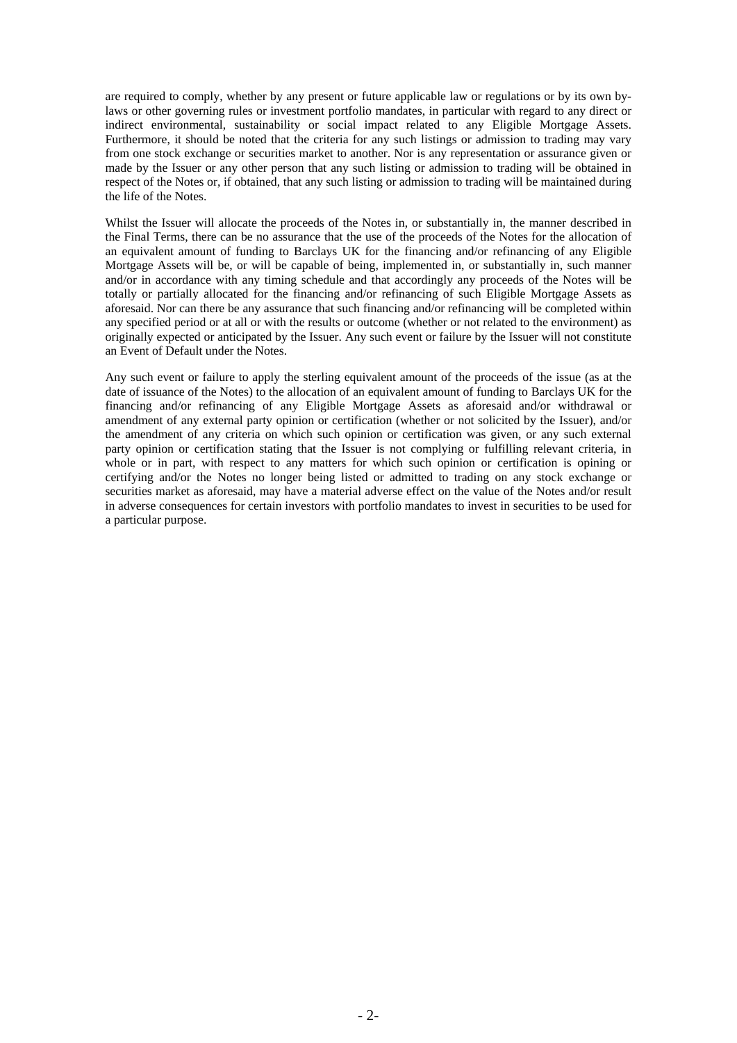are required to comply, whether by any present or future applicable law or regulations or by its own by-laws or other governing rules or investment portfolio mandates, in particular with regard to any direct or indirect environmental, sustainability or social impact related to any Eligible Mortgage Assets. Furthermore, it should be noted that the criteria for any such listings or admission to trading may vary from one stock exchange or securities market to another. Nor is any representation or assurance given or made by the Issuer or any other person that any such listing or admission to trading will be obtained in respect of the Notes or, if obtained, that any such listing or admission to trading will be maintained during the life of the Notes.

Whilst the Issuer will allocate the proceeds of the Notes in, or substantially in, the manner described in the Final Terms, there can be no assurance that the use of the proceeds of the Notes for the allocation of an equivalent amount of funding to Barclays UK for the financing and/or refinancing of any Eligible Mortgage Assets will be, or will be capable of being, implemented in, or substantially in, such manner and/or in accordance with any timing schedule and that accordingly any proceeds of the Notes will be totally or partially allocated for the financing and/or refinancing of such Eligible Mortgage Assets as aforesaid. Nor can there be any assurance that such financing and/or refinancing will be completed within any specified period or at all or with the results or outcome (whether or not related to the environment) as originally expected or anticipated by the Issuer. Any such event or failure by the Issuer will not constitute an Event of Default under the Notes.

Any such event or failure to apply the sterling equivalent amount of the proceeds of the issue (as at the date of issuance of the Notes) to the allocation of an equivalent amount of funding to Barclays UK for the financing and/or refinancing of any Eligible Mortgage Assets as aforesaid and/or withdrawal or amendment of any external party opinion or certification (whether or not solicited by the Issuer), and/or the amendment of any criteria on which such opinion or certification was given, or any such external party opinion or certification stating that the Issuer is not complying or fulfilling relevant criteria, in whole or in part, with respect to any matters for which such opinion or certification is opining or certifying and/or the Notes no longer being listed or admitted to trading on any stock exchange or securities market as aforesaid, may have a material adverse effect on the value of the Notes and/or result in adverse consequences for certain investors with portfolio mandates to invest in securities to be used for a particular purpose.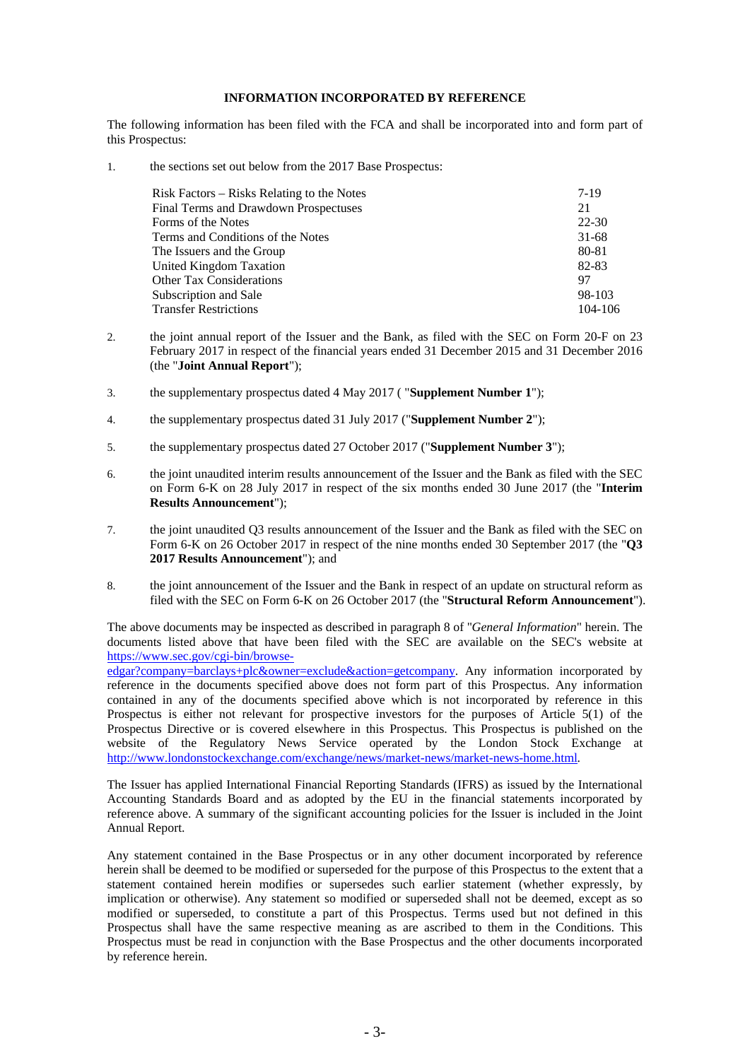## INFORMATION INCORPORATED BY REFERENCE

The following information has been filed with the FCA and shall be incorporated into and form part of this Prospectus:

1. the sections set out below from the 2017 Base Prospectus:

| | |
|---|---|
| Risk Factors – Risks Relating to the Notes | 7-19 |
| Final Terms and Drawdown Prospectuses | 21 |
| Forms of the Notes | 22-30 |
| Terms and Conditions of the Notes | 31-68 |
| The Issuers and the Group | 80-81 |
| United Kingdom Taxation | 82-83 |
| Other Tax Considerations | 97 |
| Subscription and Sale | 98-103 |
| Transfer Restrictions | 104-106 |

2. the joint annual report of the Issuer and the Bank, as filed with the SEC on Form 20-F on 23 February 2017 in respect of the financial years ended 31 December 2015 and 31 December 2016 (the "**Joint Annual Report**");

3. the supplementary prospectus dated 4 May 2017 ( "**Supplement Number 1**");

4. the supplementary prospectus dated 31 July 2017 ("**Supplement Number 2**");

5. the supplementary prospectus dated 27 October 2017 ("**Supplement Number 3**");

6. the joint unaudited interim results announcement of the Issuer and the Bank as filed with the SEC on Form 6-K on 28 July 2017 in respect of the six months ended 30 June 2017 (the "**Interim Results Announcement**");

7. the joint unaudited Q3 results announcement of the Issuer and the Bank as filed with the SEC on Form 6-K on 26 October 2017 in respect of the nine months ended 30 September 2017 (the "**Q3 2017 Results Announcement**"); and

8. the joint announcement of the Issuer and the Bank in respect of an update on structural reform as filed with the SEC on Form 6-K on 26 October 2017 (the "**Structural Reform Announcement**").

The above documents may be inspected as described in paragraph 8 of "*General Information*" herein. The documents listed above that have been filed with the SEC are available on the SEC's website at https://www.sec.gov/cgi-bin/browse-edgar?company=barclays+plc&owner=exclude&action=getcompany. Any information incorporated by reference in the documents specified above does not form part of this Prospectus. Any information contained in any of the documents specified above which is not incorporated by reference in this Prospectus is either not relevant for prospective investors for the purposes of Article 5(1) of the Prospectus Directive or is covered elsewhere in this Prospectus. This Prospectus is published on the website of the Regulatory News Service operated by the London Stock Exchange at http://www.londonstockexchange.com/exchange/news/market-news/market-news-home.html.

The Issuer has applied International Financial Reporting Standards (IFRS) as issued by the International Accounting Standards Board and as adopted by the EU in the financial statements incorporated by reference above. A summary of the significant accounting policies for the Issuer is included in the Joint Annual Report.

Any statement contained in the Base Prospectus or in any other document incorporated by reference herein shall be deemed to be modified or superseded for the purpose of this Prospectus to the extent that a statement contained herein modifies or supersedes such earlier statement (whether expressly, by implication or otherwise). Any statement so modified or superseded shall not be deemed, except as so modified or superseded, to constitute a part of this Prospectus. Terms used but not defined in this Prospectus shall have the same respective meaning as are ascribed to them in the Conditions. This Prospectus must be read in conjunction with the Base Prospectus and the other documents incorporated by reference herein.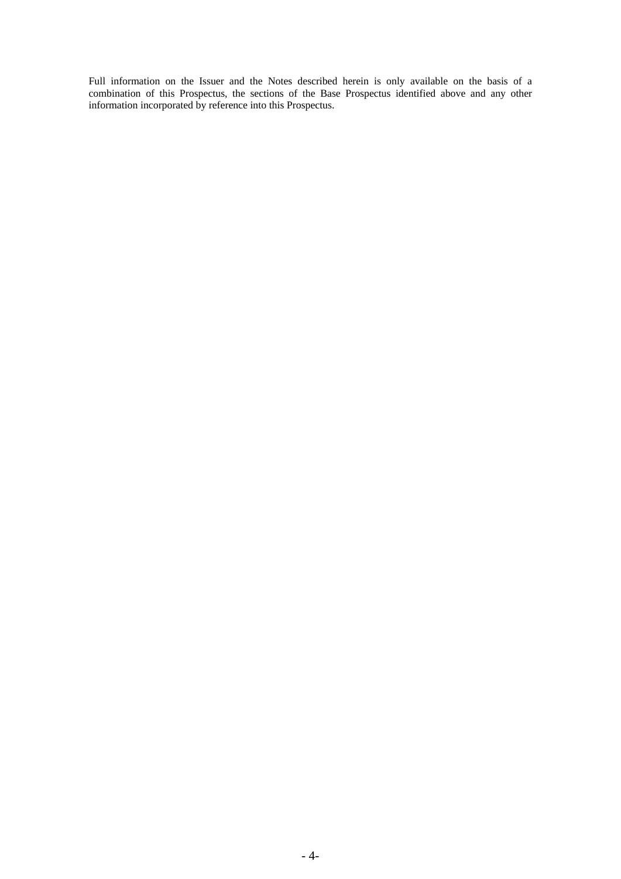Full information on the Issuer and the Notes described herein is only available on the basis of a combination of this Prospectus, the sections of the Base Prospectus identified above and any other information incorporated by reference into this Prospectus.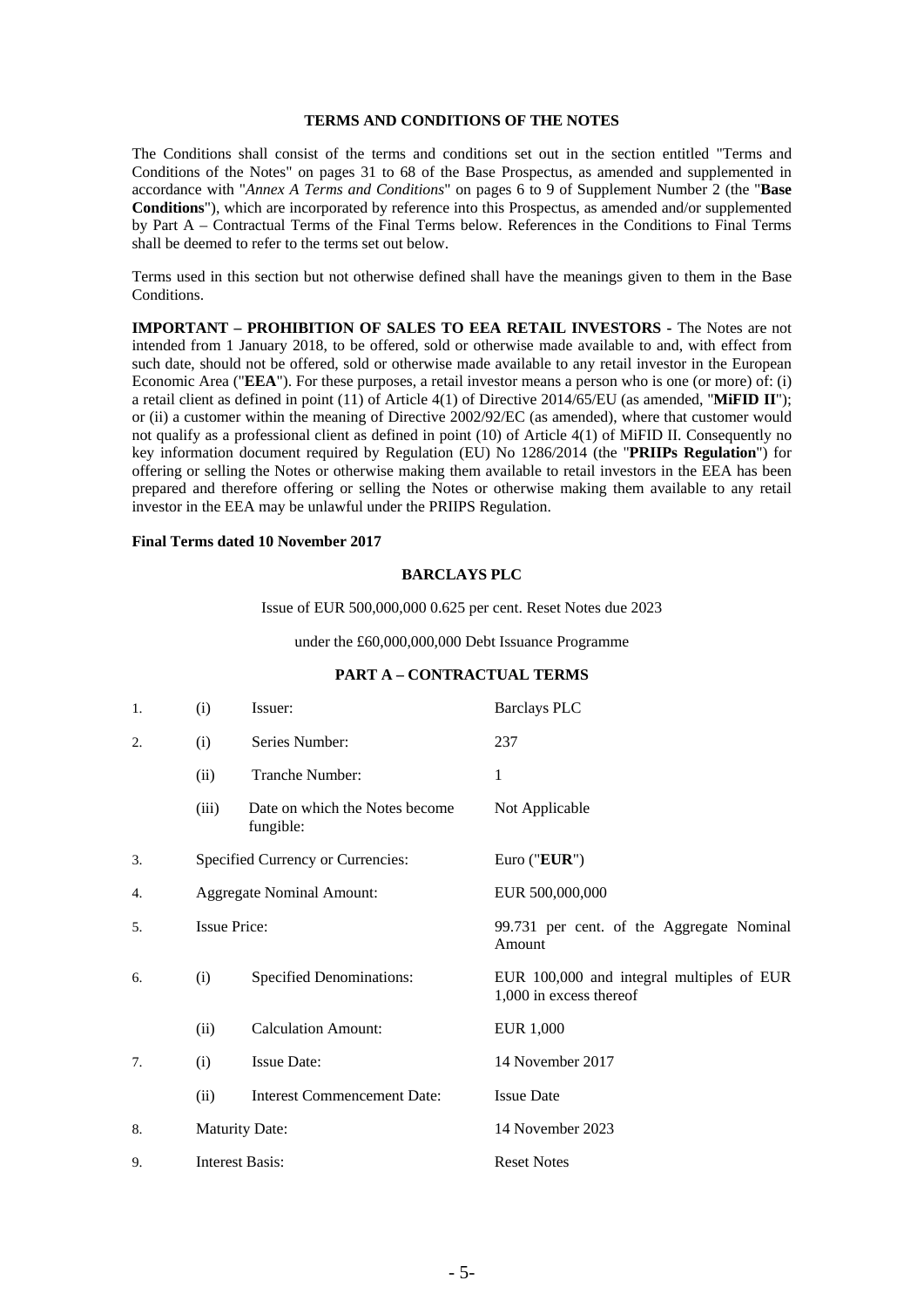### TERMS AND CONDITIONS OF THE NOTES

The Conditions shall consist of the terms and conditions set out in the section entitled "Terms and Conditions of the Notes" on pages 31 to 68 of the Base Prospectus, as amended and supplemented in accordance with "*Annex A Terms and Conditions*" on pages 6 to 9 of Supplement Number 2 (the "**Base Conditions**"), which are incorporated by reference into this Prospectus, as amended and/or supplemented by Part A – Contractual Terms of the Final Terms below. References in the Conditions to Final Terms shall be deemed to refer to the terms set out below.

Terms used in this section but not otherwise defined shall have the meanings given to them in the Base Conditions.

**IMPORTANT – PROHIBITION OF SALES TO EEA RETAIL INVESTORS -** The Notes are not intended from 1 January 2018, to be offered, sold or otherwise made available to and, with effect from such date, should not be offered, sold or otherwise made available to any retail investor in the European Economic Area ("**EEA**"). For these purposes, a retail investor means a person who is one (or more) of: (i) a retail client as defined in point (11) of Article 4(1) of Directive 2014/65/EU (as amended, "**MiFID II**"); or (ii) a customer within the meaning of Directive 2002/92/EC (as amended), where that customer would not qualify as a professional client as defined in point (10) of Article 4(1) of MiFID II. Consequently no key information document required by Regulation (EU) No 1286/2014 (the "**PRIIPs Regulation**") for offering or selling the Notes or otherwise making them available to retail investors in the EEA has been prepared and therefore offering or selling the Notes or otherwise making them available to any retail investor in the EEA may be unlawful under the PRIIPS Regulation.

**Final Terms dated 10 November 2017**

**BARCLAYS PLC**

Issue of EUR 500,000,000 0.625 per cent. Reset Notes due 2023

under the £60,000,000,000 Debt Issuance Programme

**PART A – CONTRACTUAL TERMS**

| | | | |
|---|---|---|---|
| 1. | (i) | Issuer: | Barclays PLC |
| 2. | (i) | Series Number: | 237 |
| | (ii) | Tranche Number: | 1 |
| | (iii) | Date on which the Notes become fungible: | Not Applicable |
| 3. | | Specified Currency or Currencies: | Euro ("**EUR**") |
| 4. | | Aggregate Nominal Amount: | EUR 500,000,000 |
| 5. | | Issue Price: | 99.731 per cent. of the Aggregate Nominal Amount |
| 6. | (i) | Specified Denominations: | EUR 100,000 and integral multiples of EUR 1,000 in excess thereof |
| | (ii) | Calculation Amount: | EUR 1,000 |
| 7. | (i) | Issue Date: | 14 November 2017 |
| | (ii) | Interest Commencement Date: | Issue Date |
| 8. | | Maturity Date: | 14 November 2023 |
| 9. | | Interest Basis: | Reset Notes |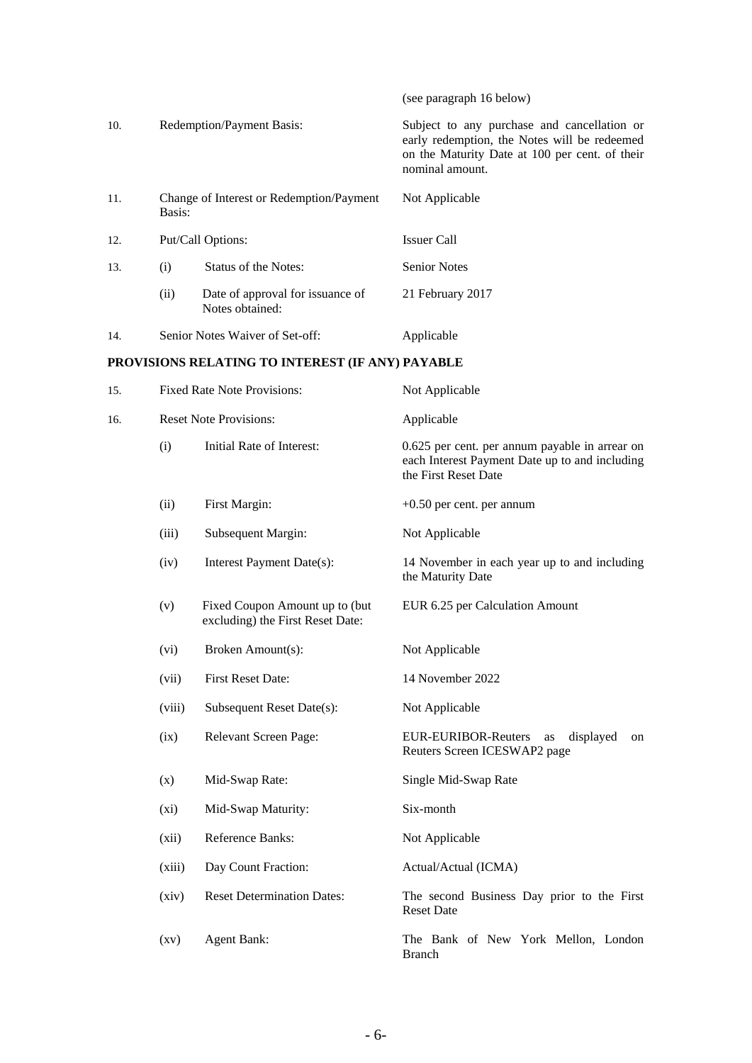| | | | |
|---|---|---|---|
| | | | (see paragraph 16 below) |
| 10. | Redemption/Payment Basis: | | Subject to any purchase and cancellation or early redemption, the Notes will be redeemed on the Maturity Date at 100 per cent. of their nominal amount. |
| 11. | Change of Interest or Redemption/Payment Basis: | | Not Applicable |
| 12. | Put/Call Options: | | Issuer Call |
| 13. | (i) | Status of the Notes: | Senior Notes |
| | (ii) | Date of approval for issuance of Notes obtained: | 21 February 2017 |
| 14. | Senior Notes Waiver of Set-off: | | Applicable |

**PROVISIONS RELATING TO INTEREST (IF ANY) PAYABLE**

| | | | |
|---|---|---|---|
| 15. | Fixed Rate Note Provisions: | | Not Applicable |
| 16. | Reset Note Provisions: | | Applicable |
| | (i) | Initial Rate of Interest: | 0.625 per cent. per annum payable in arrear on each Interest Payment Date up to and including the First Reset Date |
| | (ii) | First Margin: | +0.50 per cent. per annum |
| | (iii) | Subsequent Margin: | Not Applicable |
| | (iv) | Interest Payment Date(s): | 14 November in each year up to and including the Maturity Date |
| | (v) | Fixed Coupon Amount up to (but excluding) the First Reset Date: | EUR 6.25 per Calculation Amount |
| | (vi) | Broken Amount(s): | Not Applicable |
| | (vii) | First Reset Date: | 14 November 2022 |
| | (viii) | Subsequent Reset Date(s): | Not Applicable |
| | (ix) | Relevant Screen Page: | EUR-EURIBOR-Reuters as displayed on Reuters Screen ICESWAP2 page |
| | (x) | Mid-Swap Rate: | Single Mid-Swap Rate |
| | (xi) | Mid-Swap Maturity: | Six-month |
| | (xii) | Reference Banks: | Not Applicable |
| | (xiii) | Day Count Fraction: | Actual/Actual (ICMA) |
| | (xiv) | Reset Determination Dates: | The second Business Day prior to the First Reset Date |
| | (xv) | Agent Bank: | The Bank of New York Mellon, London Branch |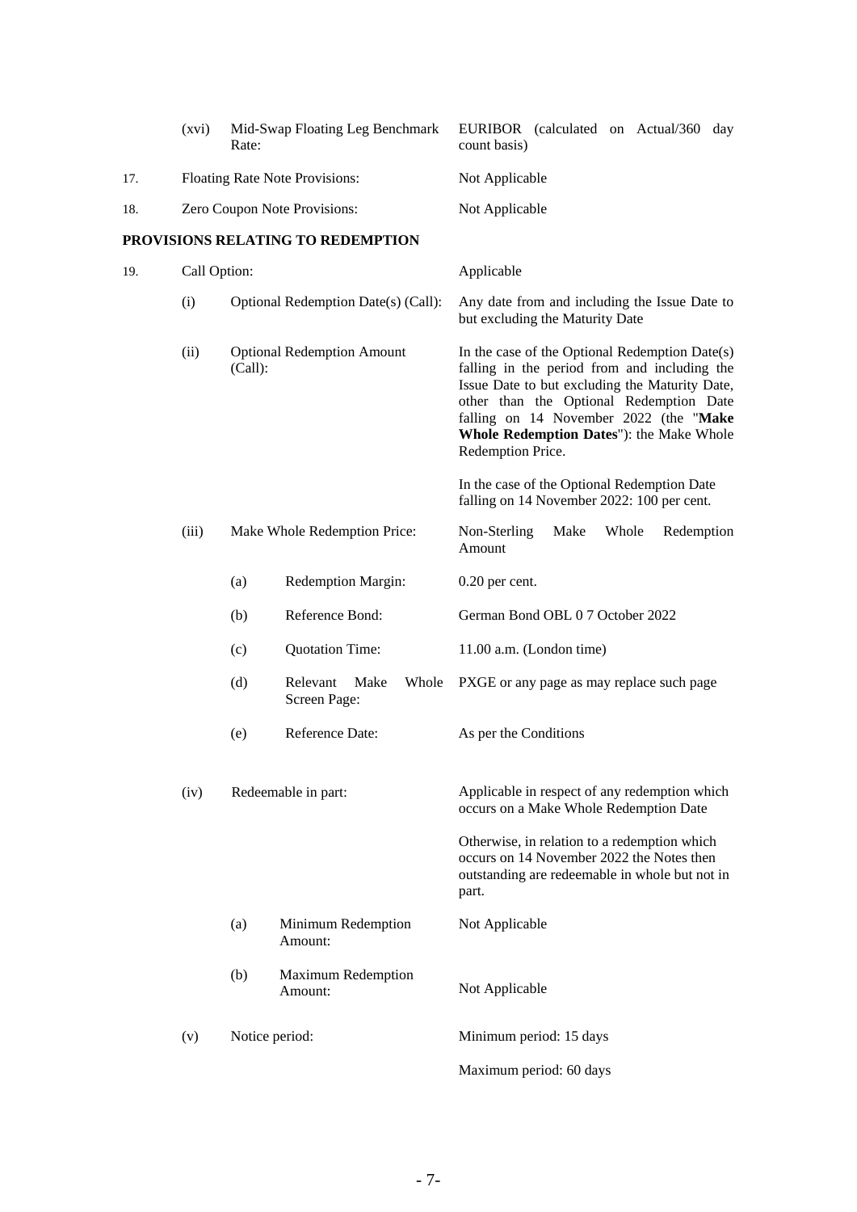| | | | |
|---|---|---|---|
| | (xvi) | Mid-Swap Floating Leg Benchmark Rate: | EURIBOR (calculated on Actual/360 day count basis) |
| 17. | Floating Rate Note Provisions: | | Not Applicable |
| 18. | Zero Coupon Note Provisions: | | Not Applicable |

**PROVISIONS RELATING TO REDEMPTION**

| | | | |
|---|---|---|---|
| 19. | Call Option: | | Applicable |
| | (i) | Optional Redemption Date(s) (Call): | Any date from and including the Issue Date to but excluding the Maturity Date |
| | (ii) | Optional Redemption Amount (Call): | In the case of the Optional Redemption Date(s) falling in the period from and including the Issue Date to but excluding the Maturity Date, other than the Optional Redemption Date falling on 14 November 2022 (the "**Make Whole Redemption Dates**"): the Make Whole Redemption Price.<br><br>In the case of the Optional Redemption Date falling on 14 November 2022: 100 per cent. |
| | (iii) | Make Whole Redemption Price: | Non-Sterling Make Whole Redemption Amount |
| | | (a) Redemption Margin: | 0.20 per cent. |
| | | (b) Reference Bond: | German Bond OBL 0 7 October 2022 |
| | | (c) Quotation Time: | 11.00 a.m. (London time) |
| | | (d) Relevant Make Whole Screen Page: | PXGE or any page as may replace such page |
| | | (e) Reference Date: | As per the Conditions |
| | (iv) | Redeemable in part: | Applicable in respect of any redemption which occurs on a Make Whole Redemption Date<br><br>Otherwise, in relation to a redemption which occurs on 14 November 2022 the Notes then outstanding are redeemable in whole but not in part. |
| | | (a) Minimum Redemption Amount: | Not Applicable |
| | | (b) Maximum Redemption Amount: | Not Applicable |
| | (v) | Notice period: | Minimum period: 15 days<br><br>Maximum period: 60 days |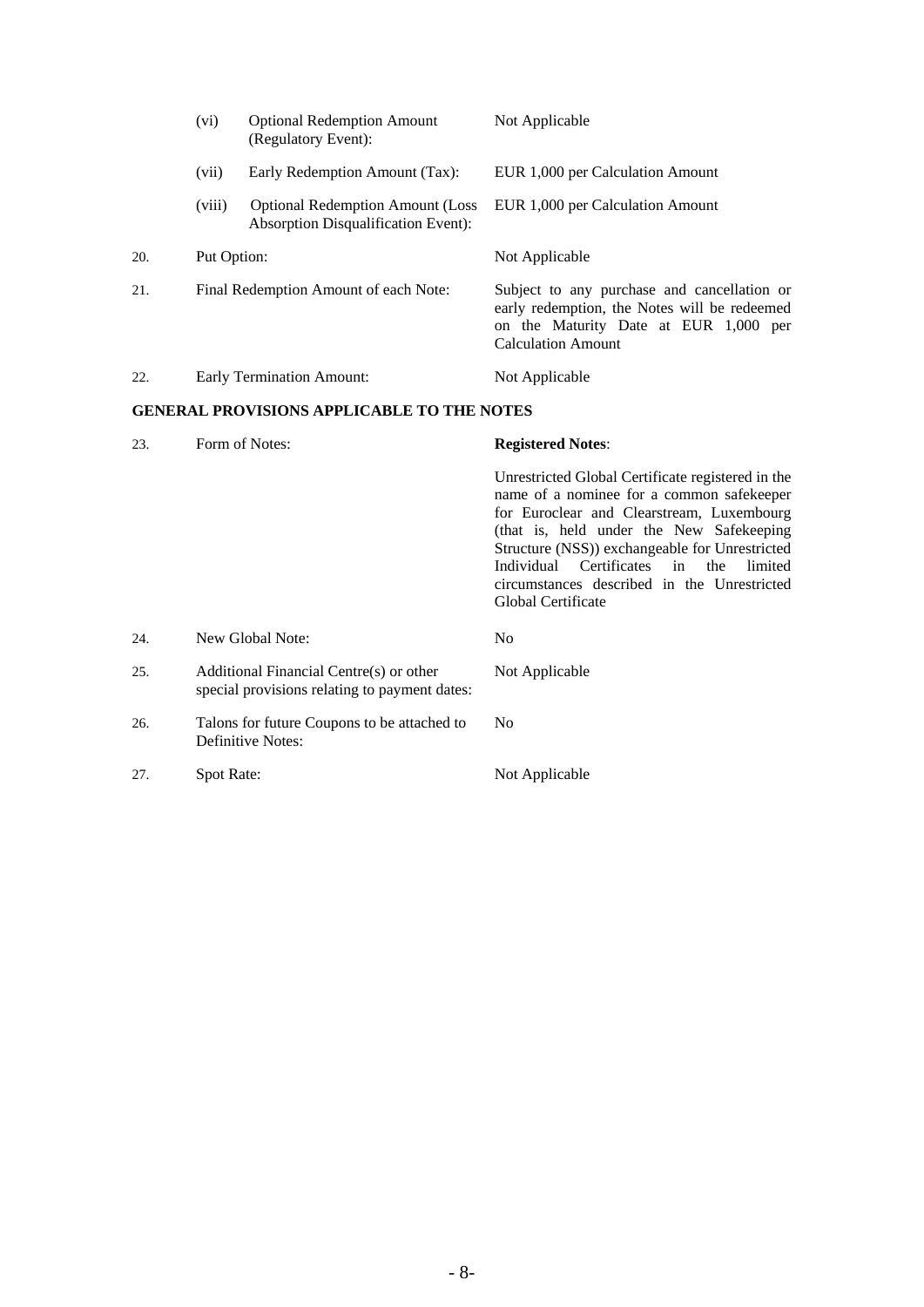| | | |
|---|---|---|
| (vi) | Optional Redemption Amount (Regulatory Event): | Not Applicable |
| (vii) | Early Redemption Amount (Tax): | EUR 1,000 per Calculation Amount |
| (viii) | Optional Redemption Amount (Loss Absorption Disqualification Event): | EUR 1,000 per Calculation Amount |

| | | |
|---|---|---|
| 20. | Put Option: | Not Applicable |
| 21. | Final Redemption Amount of each Note: | Subject to any purchase and cancellation or early redemption, the Notes will be redeemed on the Maturity Date at EUR 1,000 per Calculation Amount |
| 22. | Early Termination Amount: | Not Applicable |

**GENERAL PROVISIONS APPLICABLE TO THE NOTES**

| | | |
|---|---|---|
| 23. | Form of Notes: | **Registered Notes**: Unrestricted Global Certificate registered in the name of a nominee for a common safekeeper for Euroclear and Clearstream, Luxembourg (that is, held under the New Safekeeping Structure (NSS)) exchangeable for Unrestricted Individual Certificates in the limited circumstances described in the Unrestricted Global Certificate |
| 24. | New Global Note: | No |
| 25. | Additional Financial Centre(s) or other special provisions relating to payment dates: | Not Applicable |
| 26. | Talons for future Coupons to be attached to Definitive Notes: | No |
| 27. | Spot Rate: | Not Applicable |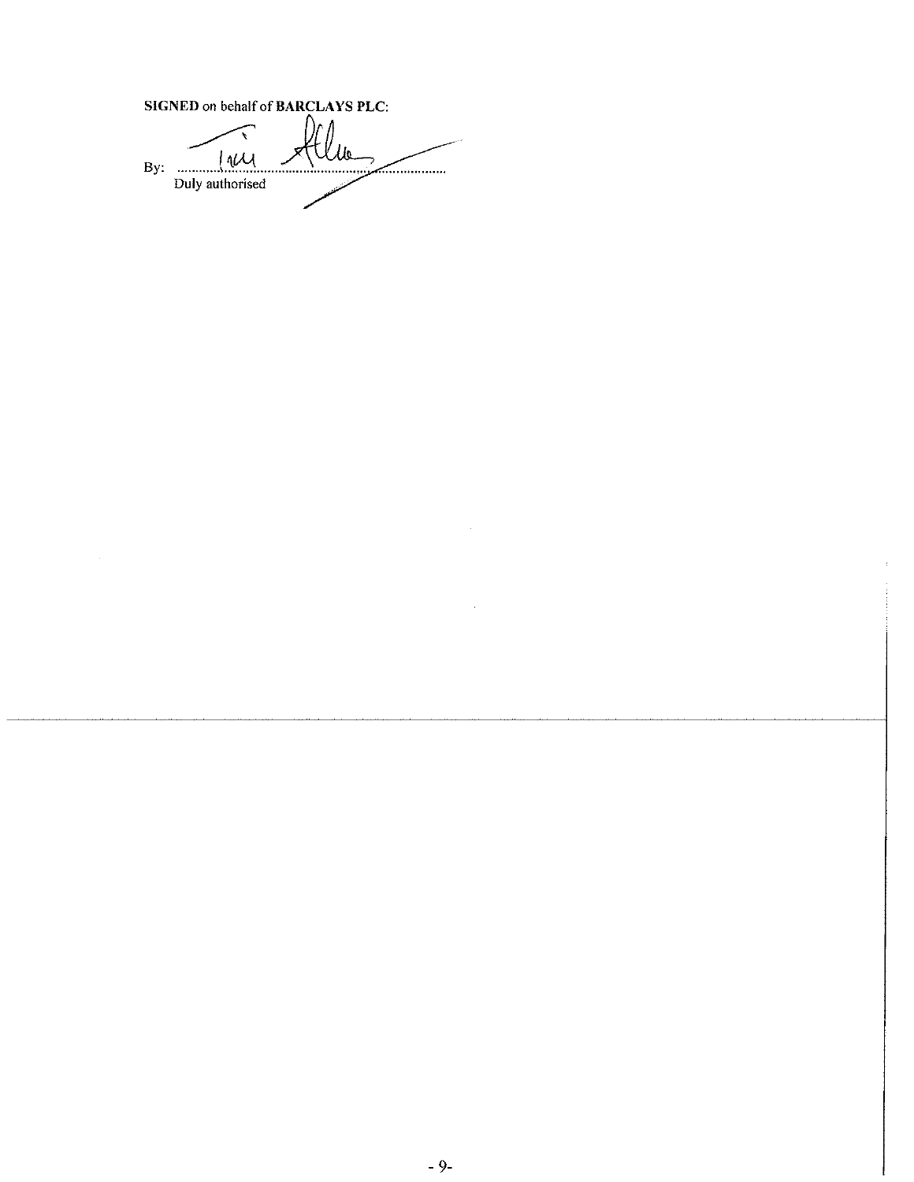**SIGNED** on behalf of **BARCLAYS PLC**:

By: ..........................................................................
Duly authorised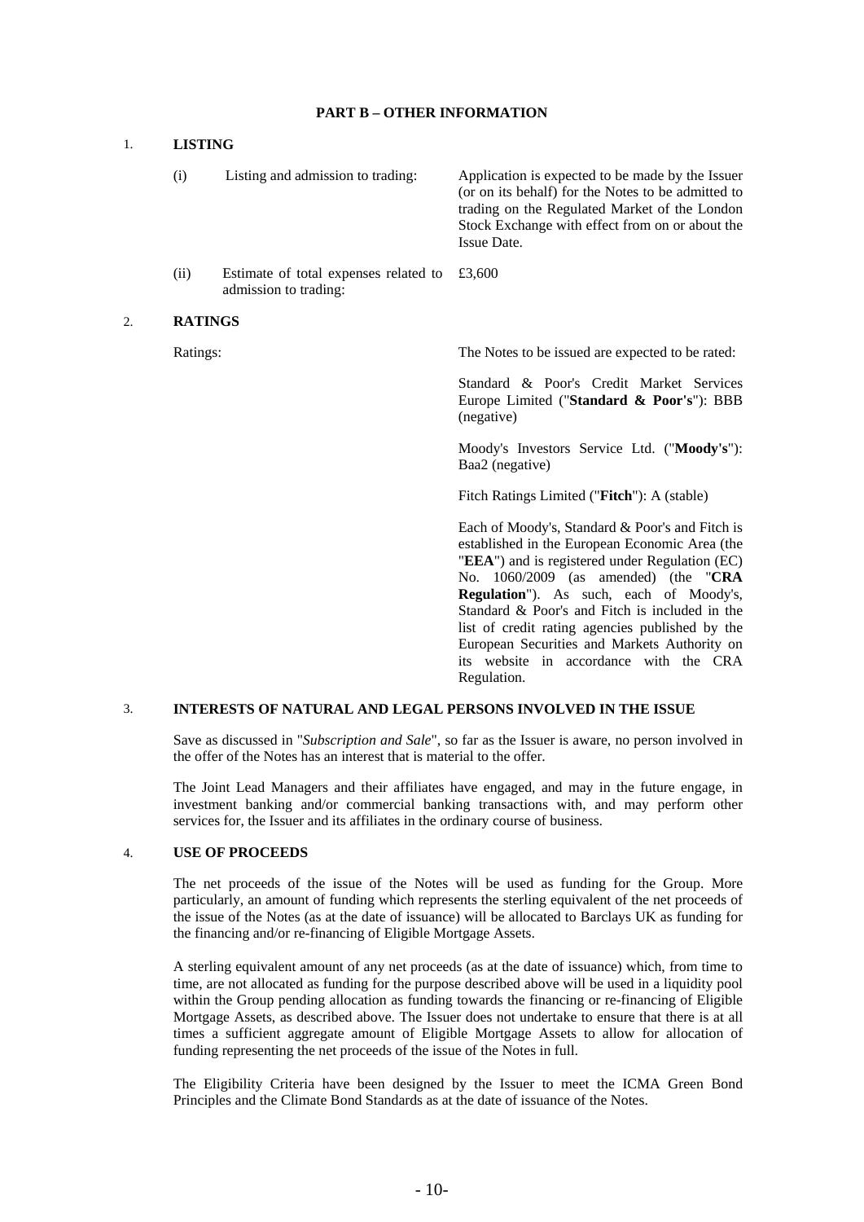## PART B – OTHER INFORMATION

### 1. LISTING

| | | |
|---|---|---|
| (i) | Listing and admission to trading: | Application is expected to be made by the Issuer (or on its behalf) for the Notes to be admitted to trading on the Regulated Market of the London Stock Exchange with effect from on or about the Issue Date. |
| (ii) | Estimate of total expenses related to admission to trading: | £3,600 |

### 2. RATINGS

Ratings: The Notes to be issued are expected to be rated:

Standard & Poor's Credit Market Services Europe Limited ("**Standard & Poor's**"): BBB (negative)

Moody's Investors Service Ltd. ("**Moody's**"): Baa2 (negative)

Fitch Ratings Limited ("**Fitch**"): A (stable)

Each of Moody's, Standard & Poor's and Fitch is established in the European Economic Area (the "**EEA**") and is registered under Regulation (EC) No. 1060/2009 (as amended) (the "**CRA Regulation**"). As such, each of Moody's, Standard & Poor's and Fitch is included in the list of credit rating agencies published by the European Securities and Markets Authority on its website in accordance with the CRA Regulation.

### 3. INTERESTS OF NATURAL AND LEGAL PERSONS INVOLVED IN THE ISSUE

Save as discussed in "*Subscription and Sale*", so far as the Issuer is aware, no person involved in the offer of the Notes has an interest that is material to the offer.

The Joint Lead Managers and their affiliates have engaged, and may in the future engage, in investment banking and/or commercial banking transactions with, and may perform other services for, the Issuer and its affiliates in the ordinary course of business.

### 4. USE OF PROCEEDS

The net proceeds of the issue of the Notes will be used as funding for the Group. More particularly, an amount of funding which represents the sterling equivalent of the net proceeds of the issue of the Notes (as at the date of issuance) will be allocated to Barclays UK as funding for the financing and/or re-financing of Eligible Mortgage Assets.

A sterling equivalent amount of any net proceeds (as at the date of issuance) which, from time to time, are not allocated as funding for the purpose described above will be used in a liquidity pool within the Group pending allocation as funding towards the financing or re-financing of Eligible Mortgage Assets, as described above. The Issuer does not undertake to ensure that there is at all times a sufficient aggregate amount of Eligible Mortgage Assets to allow for allocation of funding representing the net proceeds of the issue of the Notes in full.

The Eligibility Criteria have been designed by the Issuer to meet the ICMA Green Bond Principles and the Climate Bond Standards as at the date of issuance of the Notes.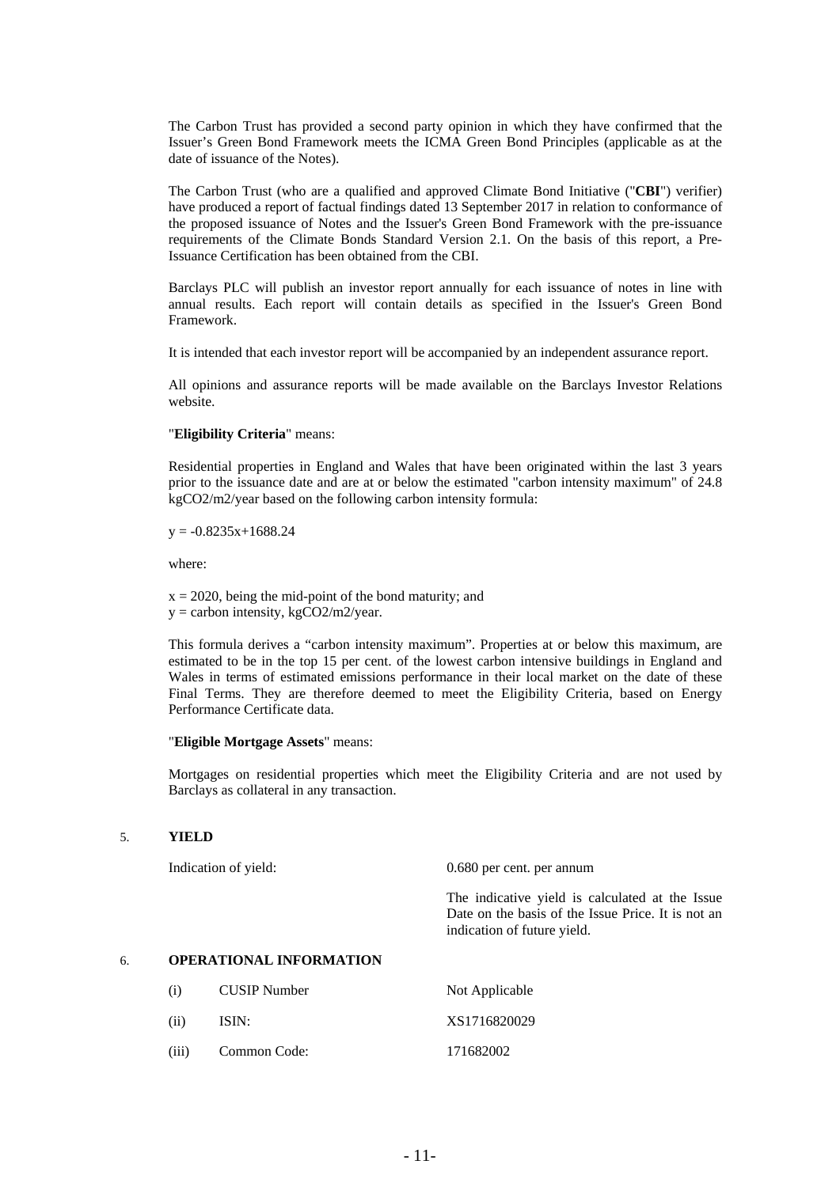The Carbon Trust has provided a second party opinion in which they have confirmed that the Issuer's Green Bond Framework meets the ICMA Green Bond Principles (applicable as at the date of issuance of the Notes).

The Carbon Trust (who are a qualified and approved Climate Bond Initiative ("**CBI**") verifier) have produced a report of factual findings dated 13 September 2017 in relation to conformance of the proposed issuance of Notes and the Issuer's Green Bond Framework with the pre-issuance requirements of the Climate Bonds Standard Version 2.1. On the basis of this report, a Pre-Issuance Certification has been obtained from the CBI.

Barclays PLC will publish an investor report annually for each issuance of notes in line with annual results. Each report will contain details as specified in the Issuer's Green Bond Framework.

It is intended that each investor report will be accompanied by an independent assurance report.

All opinions and assurance reports will be made available on the Barclays Investor Relations website.

"**Eligibility Criteria**" means:

Residential properties in England and Wales that have been originated within the last 3 years prior to the issuance date and are at or below the estimated "carbon intensity maximum" of 24.8 kgCO2/m2/year based on the following carbon intensity formula:

$y = -0.8235x+1688.24$

where:

$x = 2020$, being the mid-point of the bond maturity; and
$y$ = carbon intensity, kgCO2/m2/year.

This formula derives a "carbon intensity maximum". Properties at or below this maximum, are estimated to be in the top 15 per cent. of the lowest carbon intensive buildings in England and Wales in terms of estimated emissions performance in their local market on the date of these Final Terms. They are therefore deemed to meet the Eligibility Criteria, based on Energy Performance Certificate data.

"**Eligible Mortgage Assets**" means:

Mortgages on residential properties which meet the Eligibility Criteria and are not used by Barclays as collateral in any transaction.

## 5. YIELD

| | |
|---|---|
| Indication of yield: | 0.680 per cent. per annum<br><br>The indicative yield is calculated at the Issue Date on the basis of the Issue Price. It is not an indication of future yield. |

## 6. OPERATIONAL INFORMATION

| | | |
|---|---|---|
| (i) | CUSIP Number | Not Applicable |
| (ii) | ISIN: | XS1716820029 |
| (iii) | Common Code: | 171682002 |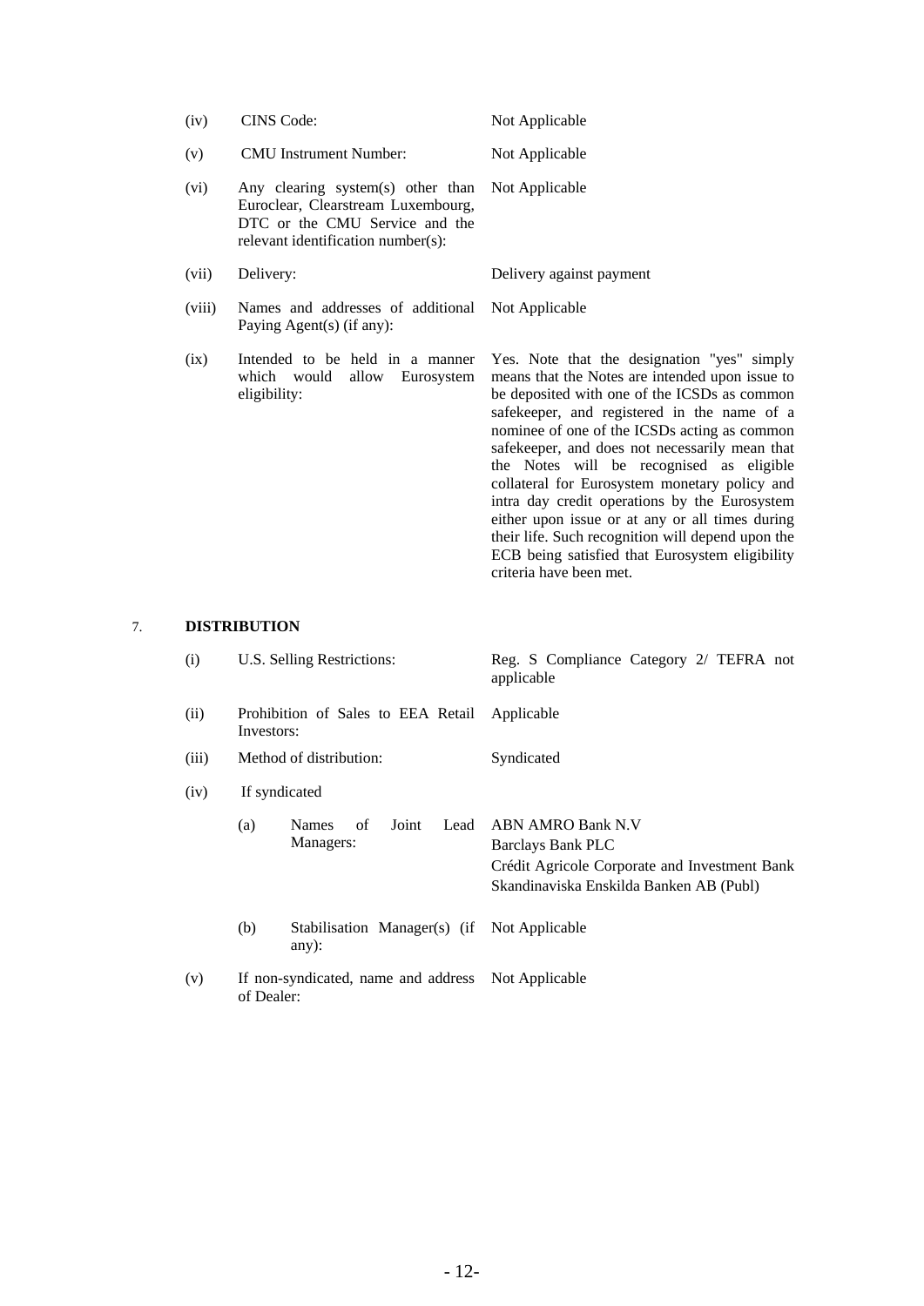| | | |
|---|---|---|
| (iv) | CINS Code: | Not Applicable |
| (v) | CMU Instrument Number: | Not Applicable |
| (vi) | Any clearing system(s) other than Euroclear, Clearstream Luxembourg, DTC or the CMU Service and the relevant identification number(s): | Not Applicable |
| (vii) | Delivery: | Delivery against payment |
| (viii) | Names and addresses of additional Paying Agent(s) (if any): | Not Applicable |
| (ix) | Intended to be held in a manner which would allow Eurosystem eligibility: | Yes. Note that the designation "yes" simply means that the Notes are intended upon issue to be deposited with one of the ICSDs as common safekeeper, and registered in the name of a nominee of one of the ICSDs acting as common safekeeper, and does not necessarily mean that the Notes will be recognised as eligible collateral for Eurosystem monetary policy and intra day credit operations by the Eurosystem either upon issue or at any or all times during their life. Such recognition will depend upon the ECB being satisfied that Eurosystem eligibility criteria have been met. |

7. **DISTRIBUTION**

| | | |
|---|---|---|
| (i) | U.S. Selling Restrictions: | Reg. S Compliance Category 2/ TEFRA not applicable |
| (ii) | Prohibition of Sales to EEA Retail Investors: | Applicable |
| (iii) | Method of distribution: | Syndicated |
| (iv) | If syndicated | |
| | (a) Names of Joint Lead Managers: | ABN AMRO Bank N.V<br>Barclays Bank PLC<br>Crédit Agricole Corporate and Investment Bank<br>Skandinaviska Enskilda Banken AB (Publ) |
| | (b) Stabilisation Manager(s) (if any): | Not Applicable |
| (v) | If non-syndicated, name and address of Dealer: | Not Applicable |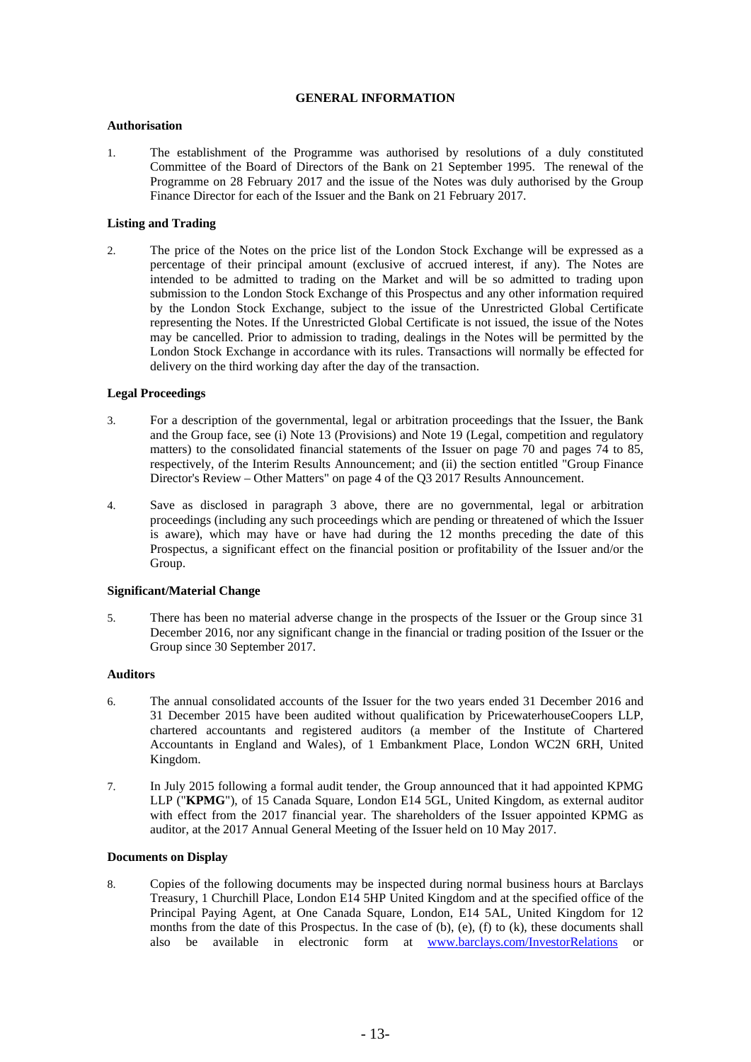# GENERAL INFORMATION

**Authorisation**

1. The establishment of the Programme was authorised by resolutions of a duly constituted Committee of the Board of Directors of the Bank on 21 September 1995. The renewal of the Programme on 28 February 2017 and the issue of the Notes was duly authorised by the Group Finance Director for each of the Issuer and the Bank on 21 February 2017.

**Listing and Trading**

2. The price of the Notes on the price list of the London Stock Exchange will be expressed as a percentage of their principal amount (exclusive of accrued interest, if any). The Notes are intended to be admitted to trading on the Market and will be so admitted to trading upon submission to the London Stock Exchange of this Prospectus and any other information required by the London Stock Exchange, subject to the issue of the Unrestricted Global Certificate representing the Notes. If the Unrestricted Global Certificate is not issued, the issue of the Notes may be cancelled. Prior to admission to trading, dealings in the Notes will be permitted by the London Stock Exchange in accordance with its rules. Transactions will normally be effected for delivery on the third working day after the day of the transaction.

**Legal Proceedings**

3. For a description of the governmental, legal or arbitration proceedings that the Issuer, the Bank and the Group face, see (i) Note 13 (Provisions) and Note 19 (Legal, competition and regulatory matters) to the consolidated financial statements of the Issuer on page 70 and pages 74 to 85, respectively, of the Interim Results Announcement; and (ii) the section entitled "Group Finance Director's Review – Other Matters" on page 4 of the Q3 2017 Results Announcement.

4. Save as disclosed in paragraph 3 above, there are no governmental, legal or arbitration proceedings (including any such proceedings which are pending or threatened of which the Issuer is aware), which may have or have had during the 12 months preceding the date of this Prospectus, a significant effect on the financial position or profitability of the Issuer and/or the Group.

**Significant/Material Change**

5. There has been no material adverse change in the prospects of the Issuer or the Group since 31 December 2016, nor any significant change in the financial or trading position of the Issuer or the Group since 30 September 2017.

**Auditors**

6. The annual consolidated accounts of the Issuer for the two years ended 31 December 2016 and 31 December 2015 have been audited without qualification by PricewaterhouseCoopers LLP, chartered accountants and registered auditors (a member of the Institute of Chartered Accountants in England and Wales), of 1 Embankment Place, London WC2N 6RH, United Kingdom.

7. In July 2015 following a formal audit tender, the Group announced that it had appointed KPMG LLP ("**KPMG**"), of 15 Canada Square, London E14 5GL, United Kingdom, as external auditor with effect from the 2017 financial year. The shareholders of the Issuer appointed KPMG as auditor, at the 2017 Annual General Meeting of the Issuer held on 10 May 2017.

**Documents on Display**

8. Copies of the following documents may be inspected during normal business hours at Barclays Treasury, 1 Churchill Place, London E14 5HP United Kingdom and at the specified office of the Principal Paying Agent, at One Canada Square, London, E14 5AL, United Kingdom for 12 months from the date of this Prospectus. In the case of (b), (e), (f) to (k), these documents shall also be available in electronic form at www.barclays.com/InvestorRelations or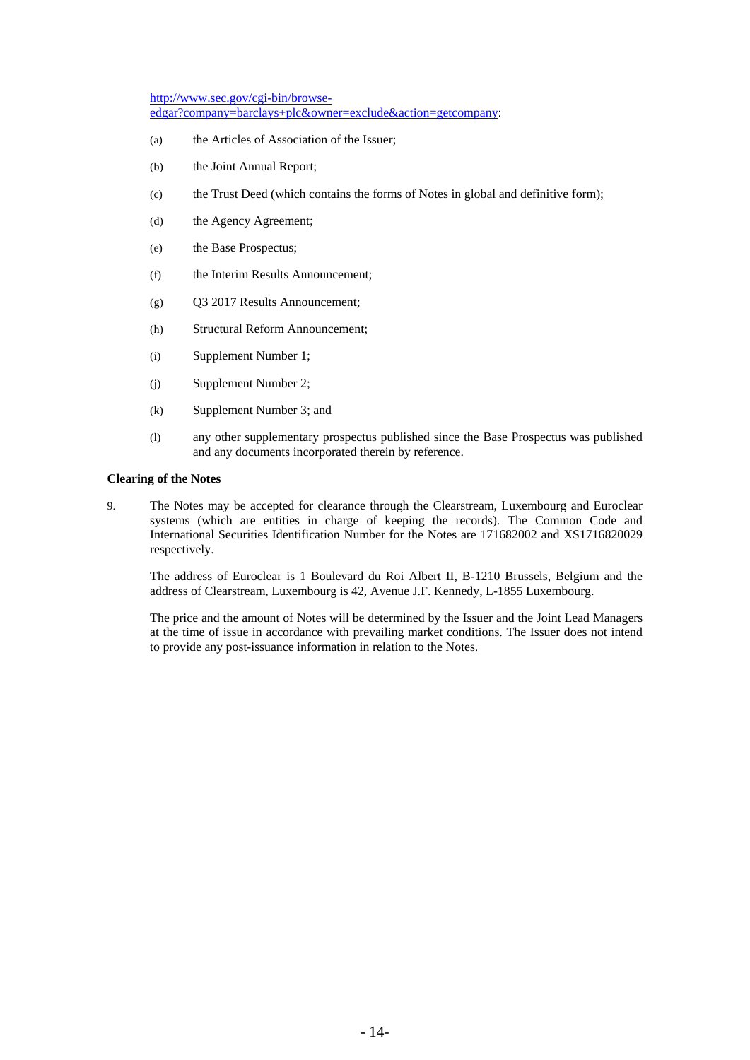[http://www.sec.gov/cgi-bin/browse-edgar?company=barclays+plc&owner=exclude&action=getcompany](http://www.sec.gov/cgi-bin/browse-edgar?company=barclays+plc&owner=exclude&action=getcompany):

(a) the Articles of Association of the Issuer;

(b) the Joint Annual Report;

(c) the Trust Deed (which contains the forms of Notes in global and definitive form);

(d) the Agency Agreement;

(e) the Base Prospectus;

(f) the Interim Results Announcement;

(g) Q3 2017 Results Announcement;

(h) Structural Reform Announcement;

(i) Supplement Number 1;

(j) Supplement Number 2;

(k) Supplement Number 3; and

(l) any other supplementary prospectus published since the Base Prospectus was published and any documents incorporated therein by reference.

**Clearing of the Notes**

9. The Notes may be accepted for clearance through the Clearstream, Luxembourg and Euroclear systems (which are entities in charge of keeping the records). The Common Code and International Securities Identification Number for the Notes are 171682002 and XS1716820029 respectively.

The address of Euroclear is 1 Boulevard du Roi Albert II, B-1210 Brussels, Belgium and the address of Clearstream, Luxembourg is 42, Avenue J.F. Kennedy, L-1855 Luxembourg.

The price and the amount of Notes will be determined by the Issuer and the Joint Lead Managers at the time of issue in accordance with prevailing market conditions. The Issuer does not intend to provide any post-issuance information in relation to the Notes.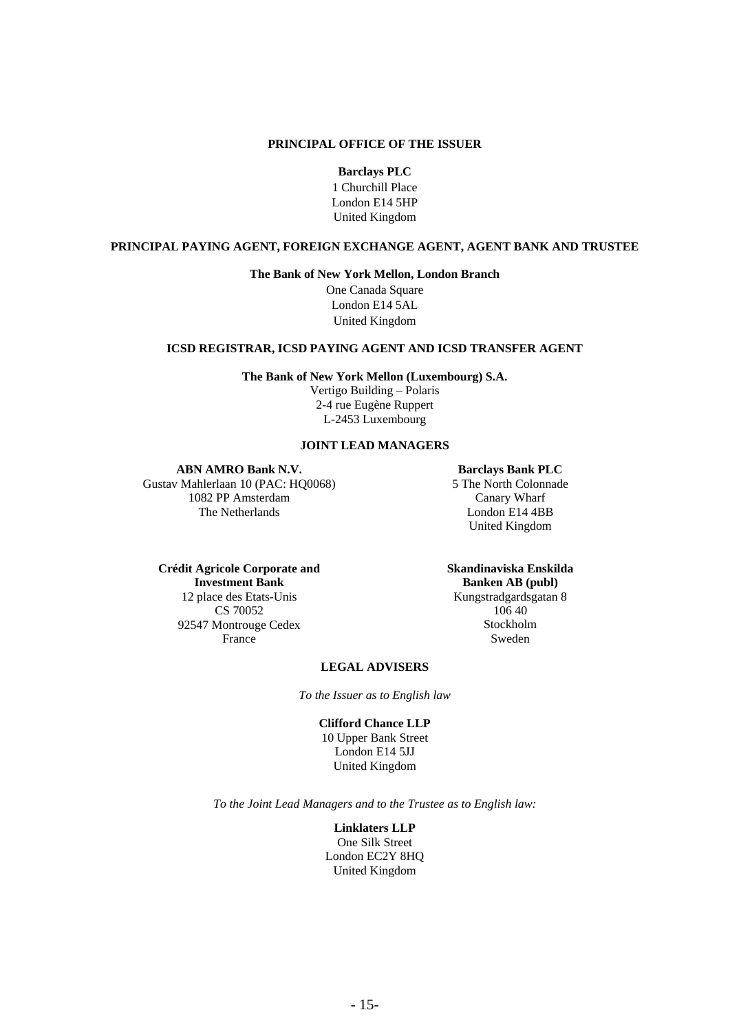**PRINCIPAL OFFICE OF THE ISSUER**

**Barclays PLC**
1 Churchill Place
London E14 5HP
United Kingdom

**PRINCIPAL PAYING AGENT, FOREIGN EXCHANGE AGENT, AGENT BANK AND TRUSTEE**

**The Bank of New York Mellon, London Branch**
One Canada Square
London E14 5AL
United Kingdom

**ICSD REGISTRAR, ICSD PAYING AGENT AND ICSD TRANSFER AGENT**

**The Bank of New York Mellon (Luxembourg) S.A.**
Vertigo Building – Polaris
2-4 rue Eugène Ruppert
L-2453 Luxembourg

**JOINT LEAD MANAGERS**

**ABN AMRO Bank N.V.**
Gustav Mahlerlaan 10 (PAC: HQ0068)
1082 PP Amsterdam
The Netherlands

**Barclays Bank PLC**
5 The North Colonnade
Canary Wharf
London E14 4BB
United Kingdom

**Crédit Agricole Corporate and Investment Bank**
12 place des Etats-Unis
CS 70052
92547 Montrouge Cedex
France

**Skandinaviska Enskilda Banken AB (publ)**
Kungstradgardsgatan 8
106 40
Stockholm
Sweden

**LEGAL ADVISERS**

*To the Issuer as to English law*

**Clifford Chance LLP**
10 Upper Bank Street
London E14 5JJ
United Kingdom

*To the Joint Lead Managers and to the Trustee as to English law:*

**Linklaters LLP**
One Silk Street
London EC2Y 8HQ
United Kingdom